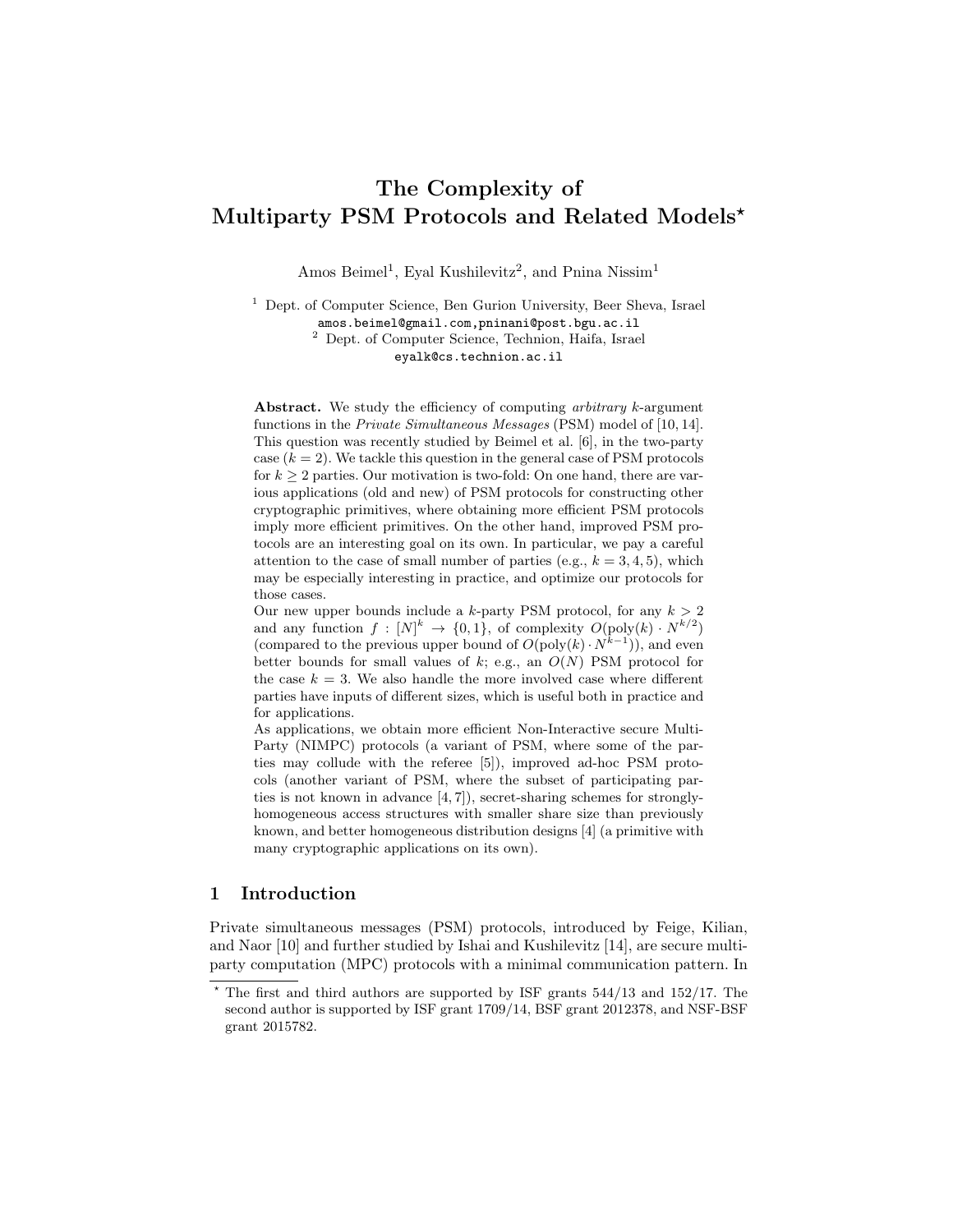# The Complexity of Multiparty PSM Protocols and Related Models*

Amos Beimel[1], Eyal Kushilevitz[2], and Pnina Nissim[1]

[1] Dept. of Computer Science, Ben Gurion University, Beer Sheva, Israel
amos.beimel@gmail.com,pninani@post.bgu.ac.il
[2] Dept. of Computer Science, Technion, Haifa, Israel
eyalk@cs.technion.ac.il

**Abstract.** We study the efficiency of computing *arbitrary* $k$-argument functions in the *Private Simultaneous Messages* (PSM) model of [10, 14]. This question was recently studied by Beimel et al. [6], in the two-party case ($k = 2$). We tackle this question in the general case of PSM protocols for $k \geq 2$ parties. Our motivation is two-fold: On one hand, there are various applications (old and new) of PSM protocols for constructing other cryptographic primitives, where obtaining more efficient PSM protocols imply more efficient primitives. On the other hand, improved PSM protocols are an interesting goal on its own. In particular, we pay a careful attention to the case of small number of parties (e.g., $k = 3, 4, 5$), which may be especially interesting in practice, and optimize our protocols for those cases.

Our new upper bounds include a $k$-party PSM protocol, for any $k > 2$ and any function $f : [N]^k \to \{0, 1\}$, of complexity $O(\mathrm{poly}(k) \cdot N^{k/2})$ (compared to the previous upper bound of $O(\mathrm{poly}(k) \cdot N^{k-1})$), and even better bounds for small values of $k$; e.g., an $O(N)$ PSM protocol for the case $k = 3$. We also handle the more involved case where different parties have inputs of different sizes, which is useful both in practice and for applications.

As applications, we obtain more efficient Non-Interactive secure Multi-Party (NIMPC) protocols (a variant of PSM, where some of the parties may collude with the referee [5]), improved ad-hoc PSM protocols (another variant of PSM, where the subset of participating parties is not known in advance [4, 7]), secret-sharing schemes for strongly-homogeneous access structures with smaller share size than previously known, and better homogeneous distribution designs [4] (a primitive with many cryptographic applications on its own).

## 1 Introduction

Private simultaneous messages (PSM) protocols, introduced by Feige, Kilian, and Naor [10] and further studied by Ishai and Kushilevitz [14], are secure multiparty computation (MPC) protocols with a minimal communication pattern. In

* The first and third authors are supported by ISF grants 544/13 and 152/17. The second author is supported by ISF grant 1709/14, BSF grant 2012378, and NSF-BSF grant 2015782.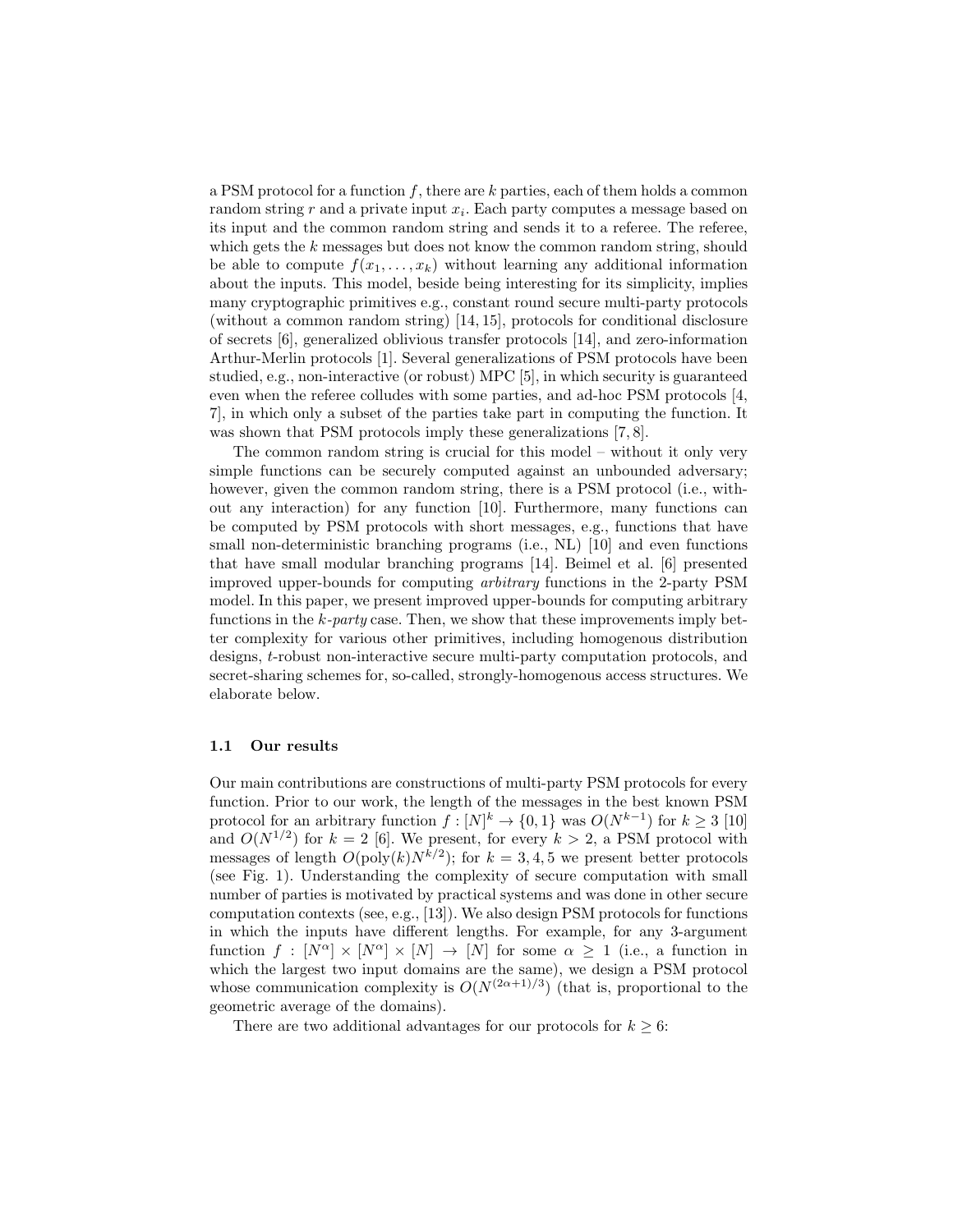a PSM protocol for a function $f$, there are $k$ parties, each of them holds a common random string $r$ and a private input $x_i$. Each party computes a message based on its input and the common random string and sends it to a referee. The referee, which gets the $k$ messages but does not know the common random string, should be able to compute $f(x_1, \ldots, x_k)$ without learning any additional information about the inputs. This model, beside being interesting for its simplicity, implies many cryptographic primitives e.g., constant round secure multi-party protocols (without a common random string) [14, 15], protocols for conditional disclosure of secrets [6], generalized oblivious transfer protocols [14], and zero-information Arthur-Merlin protocols [1]. Several generalizations of PSM protocols have been studied, e.g., non-interactive (or robust) MPC [5], in which security is guaranteed even when the referee colludes with some parties, and ad-hoc PSM protocols [4, 7], in which only a subset of the parties take part in computing the function. It was shown that PSM protocols imply these generalizations [7, 8].

The common random string is crucial for this model – without it only very simple functions can be securely computed against an unbounded adversary; however, given the common random string, there is a PSM protocol (i.e., without any interaction) for any function [10]. Furthermore, many functions can be computed by PSM protocols with short messages, e.g., functions that have small non-deterministic branching programs (i.e., NL) [10] and even functions that have small modular branching programs [14]. Beimel et al. [6] presented improved upper-bounds for computing *arbitrary* functions in the 2-party PSM model. In this paper, we present improved upper-bounds for computing arbitrary functions in the *k-party* case. Then, we show that these improvements imply better complexity for various other primitives, including homogenous distribution designs, $t$-robust non-interactive secure multi-party computation protocols, and secret-sharing schemes for, so-called, strongly-homogenous access structures. We elaborate below.

### 1.1 Our results

Our main contributions are constructions of multi-party PSM protocols for every function. Prior to our work, the length of the messages in the best known PSM protocol for an arbitrary function $f : [N]^k \rightarrow \{0, 1\}$ was $O(N^{k-1})$ for $k \geq 3$ [10] and $O(N^{1/2})$ for $k = 2$ [6]. We present, for every $k > 2$, a PSM protocol with messages of length $O(\text{poly}(k)N^{k/2})$; for $k = 3, 4, 5$ we present better protocols (see Fig. 1). Understanding the complexity of secure computation with small number of parties is motivated by practical systems and was done in other secure computation contexts (see, e.g., [13]). We also design PSM protocols for functions in which the inputs have different lengths. For example, for any 3-argument function $f : [N^\alpha] \times [N^\alpha] \times [N] \rightarrow [N]$ for some $\alpha \geq 1$ (i.e., a function in which the largest two input domains are the same), we design a PSM protocol whose communication complexity is $O(N^{(2\alpha+1)/3})$ (that is, proportional to the geometric average of the domains).

There are two additional advantages for our protocols for $k \geq 6$: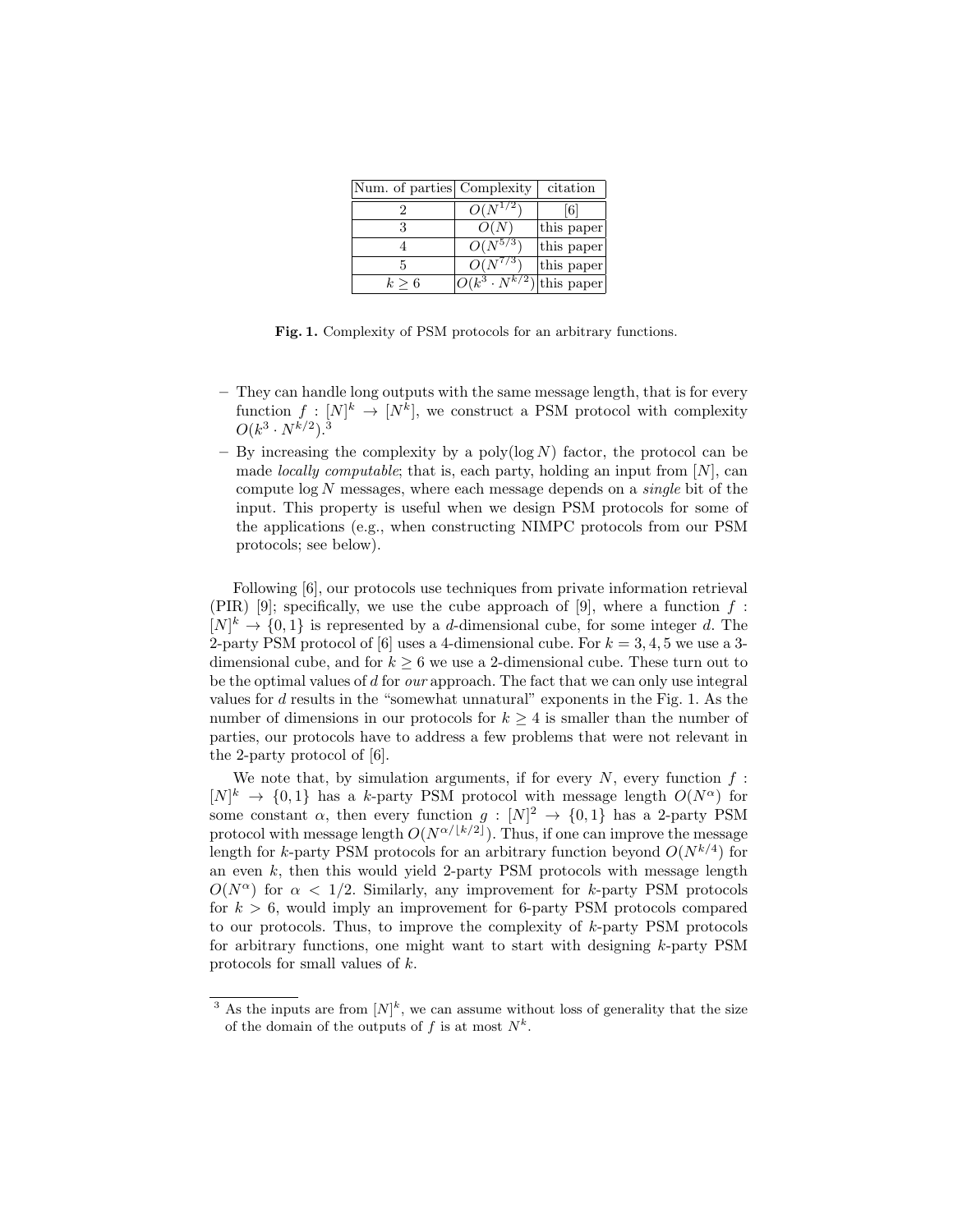| Num. of parties | Complexity | citation |
|---|---|---|
| 2 | $O(N^{1/2})$ | [6] |
| 3 | $O(N)$ | this paper |
| 4 | $O(N^{5/3})$ | this paper |
| 5 | $O(N^{7/3})$ | this paper |
| $k \geq 6$ | $O(k^3 \cdot N^{k/2})$ | this paper |

**Fig. 1.** Complexity of PSM protocols for an arbitrary functions.

- They can handle long outputs with the same message length, that is for every function $f : [N]^k \to [N^k]$, we construct a PSM protocol with complexity $O(k^3 \cdot N^{k/2})$.[3]
- By increasing the complexity by a poly$(\log N)$ factor, the protocol can be made *locally computable*; that is, each party, holding an input from $[N]$, can compute $\log N$ messages, where each message depends on a *single* bit of the input. This property is useful when we design PSM protocols for some of the applications (e.g., when constructing NIMPC protocols from our PSM protocols; see below).

Following [6], our protocols use techniques from private information retrieval (PIR) [9]; specifically, we use the cube approach of [9], where a function $f : [N]^k \to \{0, 1\}$ is represented by a $d$-dimensional cube, for some integer $d$. The 2-party PSM protocol of [6] uses a 4-dimensional cube. For $k = 3, 4, 5$ we use a 3-dimensional cube, and for $k \geq 6$ we use a 2-dimensional cube. These turn out to be the optimal values of $d$ for *our* approach. The fact that we can only use integral values for $d$ results in the "somewhat unnatural" exponents in the Fig. 1. As the number of dimensions in our protocols for $k \geq 4$ is smaller than the number of parties, our protocols have to address a few problems that were not relevant in the 2-party protocol of [6].

We note that, by simulation arguments, if for every $N$, every function $f : [N]^k \to \{0, 1\}$ has a $k$-party PSM protocol with message length $O(N^\alpha)$ for some constant $\alpha$, then every function $g : [N]^2 \to \{0, 1\}$ has a 2-party PSM protocol with message length $O(N^{\alpha/\lfloor k/2 \rfloor})$. Thus, if one can improve the message length for $k$-party PSM protocols for an arbitrary function beyond $O(N^{k/4})$ for an even $k$, then this would yield 2-party PSM protocols with message length $O(N^\alpha)$ for $\alpha < 1/2$. Similarly, any improvement for $k$-party PSM protocols for $k > 6$, would imply an improvement for 6-party PSM protocols compared to our protocols. Thus, to improve the complexity of $k$-party PSM protocols for arbitrary functions, one might want to start with designing $k$-party PSM protocols for small values of $k$.

[3] As the inputs are from $[N]^k$, we can assume without loss of generality that the size of the domain of the outputs of $f$ is at most $N^k$.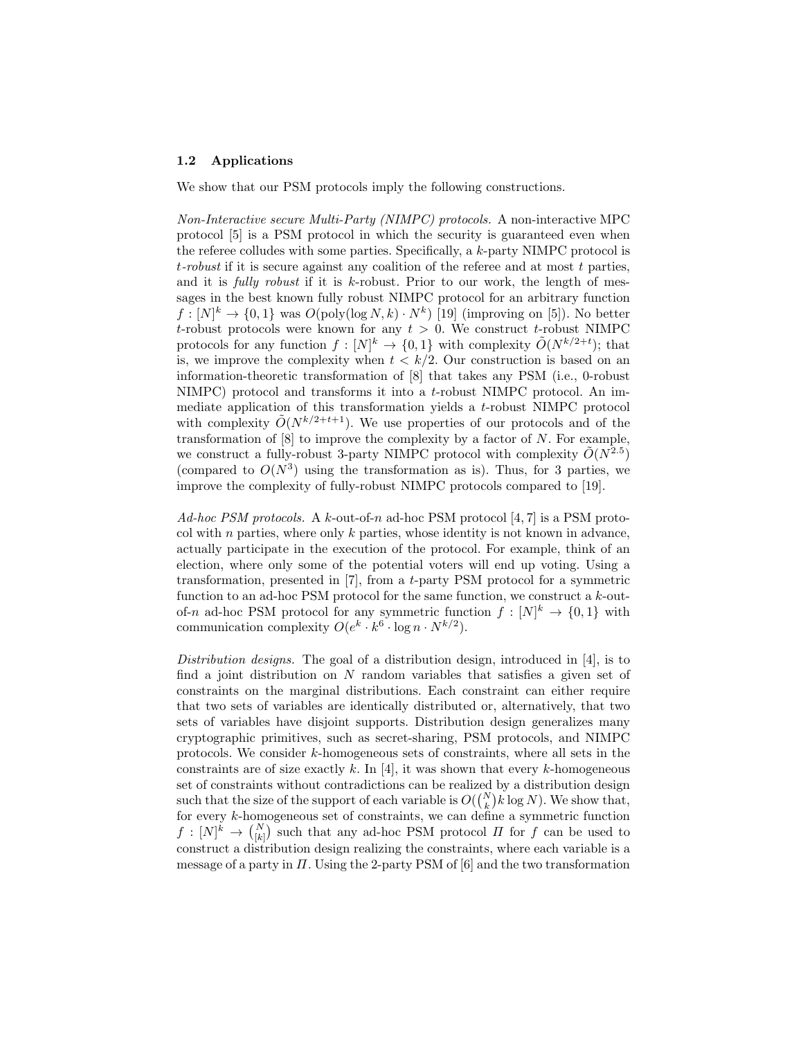### 1.2 Applications

We show that our PSM protocols imply the following constructions.

*Non-Interactive secure Multi-Party (NIMPC) protocols.* A non-interactive MPC protocol [5] is a PSM protocol in which the security is guaranteed even when the referee colludes with some parties. Specifically, a $k$-party NIMPC protocol is *$t$-robust* if it is secure against any coalition of the referee and at most $t$ parties, and it is *fully robust* if it is $k$-robust. Prior to our work, the length of messages in the best known fully robust NIMPC protocol for an arbitrary function $f : [N]^k \to \{0, 1\}$ was $O(\text{poly}(\log N, k) \cdot N^k)$ [19] (improving on [5]). No better $t$-robust protocols were known for any $t > 0$. We construct $t$-robust NIMPC protocols for any function $f : [N]^k \to \{0, 1\}$ with complexity $\tilde{O}(N^{k/2+t})$; that is, we improve the complexity when $t < k/2$. Our construction is based on an information-theoretic transformation of [8] that takes any PSM (i.e., 0-robust NIMPC) protocol and transforms it into a $t$-robust NIMPC protocol. An immediate application of this transformation yields a $t$-robust NIMPC protocol with complexity $\tilde{O}(N^{k/2+t+1})$. We use properties of our protocols and of the transformation of [8] to improve the complexity by a factor of $N$. For example, we construct a fully-robust 3-party NIMPC protocol with complexity $\tilde{O}(N^{2.5})$ (compared to $O(N^3)$ using the transformation as is). Thus, for 3 parties, we improve the complexity of fully-robust NIMPC protocols compared to [19].

*Ad-hoc PSM protocols.* A $k$-out-of-$n$ ad-hoc PSM protocol [4, 7] is a PSM protocol with $n$ parties, where only $k$ parties, whose identity is not known in advance, actually participate in the execution of the protocol. For example, think of an election, where only some of the potential voters will end up voting. Using a transformation, presented in [7], from a $t$-party PSM protocol for a symmetric function to an ad-hoc PSM protocol for the same function, we construct a $k$-out-of-$n$ ad-hoc PSM protocol for any symmetric function $f : [N]^k \to \{0, 1\}$ with communication complexity $O(e^k \cdot k^6 \cdot \log n \cdot N^{k/2})$.

*Distribution designs.* The goal of a distribution design, introduced in [4], is to find a joint distribution on $N$ random variables that satisfies a given set of constraints on the marginal distributions. Each constraint can either require that two sets of variables are identically distributed or, alternatively, that two sets of variables have disjoint supports. Distribution design generalizes many cryptographic primitives, such as secret-sharing, PSM protocols, and NIMPC protocols. We consider $k$-homogeneous sets of constraints, where all sets in the constraints are of size exactly $k$. In [4], it was shown that every $k$-homogeneous set of constraints without contradictions can be realized by a distribution design such that the size of the support of each variable is $O(\binom{N}{k} k \log N)$. We show that, for every $k$-homogeneous set of constraints, we can define a symmetric function $f : [N]^k \to \binom{N}{[k]}$ such that any ad-hoc PSM protocol $\Pi$ for $f$ can be used to construct a distribution design realizing the constraints, where each variable is a message of a party in $\Pi$. Using the 2-party PSM of [6] and the two transformation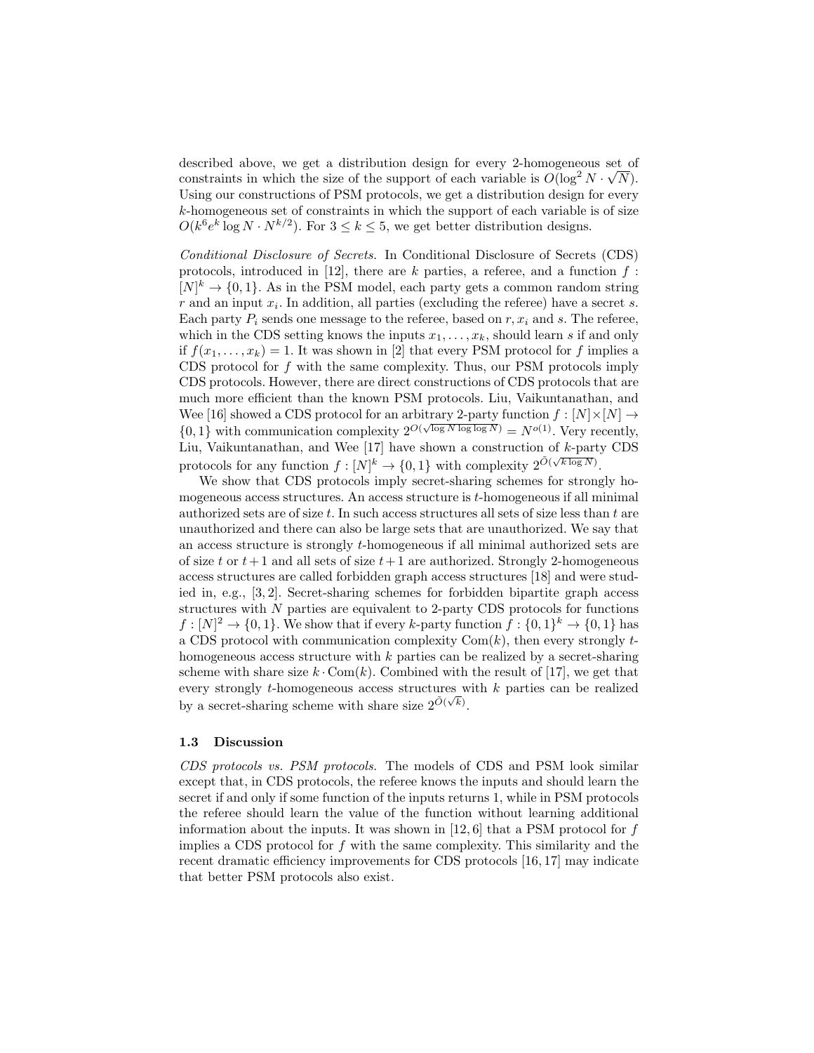described above, we get a distribution design for every 2-homogeneous set of constraints in which the size of the support of each variable is $O(\log^2 N \cdot \sqrt{N})$. Using our constructions of PSM protocols, we get a distribution design for every $k$-homogeneous set of constraints in which the support of each variable is of size $O(k^6 e^k \log N \cdot N^{k/2})$. For $3 \leq k \leq 5$, we get better distribution designs.

*Conditional Disclosure of Secrets.* In Conditional Disclosure of Secrets (CDS) protocols, introduced in [12], there are $k$ parties, a referee, and a function $f : [N]^k \to \{0,1\}$. As in the PSM model, each party gets a common random string $r$ and an input $x_i$. In addition, all parties (excluding the referee) have a secret $s$. Each party $P_i$ sends one message to the referee, based on $r, x_i$ and $s$. The referee, which in the CDS setting knows the inputs $x_1, \ldots, x_k$, should learn $s$ if and only if $f(x_1, \ldots, x_k) = 1$. It was shown in [2] that every PSM protocol for $f$ implies a CDS protocol for $f$ with the same complexity. Thus, our PSM protocols imply CDS protocols. However, there are direct constructions of CDS protocols that are much more efficient than the known PSM protocols. Liu, Vaikuntanathan, and Wee [16] showed a CDS protocol for an arbitrary 2-party function $f : [N] \times [N] \to \{0,1\}$ with communication complexity $2^{O(\sqrt{\log N \log\log N})} = N^{o(1)}$. Very recently, Liu, Vaikuntanathan, and Wee [17] have shown a construction of $k$-party CDS protocols for any function $f : [N]^k \to \{0,1\}$ with complexity $2^{\tilde{O}(\sqrt{k \log N})}$.

We show that CDS protocols imply secret-sharing schemes for strongly homogeneous access structures. An access structure is $t$-homogeneous if all minimal authorized sets are of size $t$. In such access structures all sets of size less than $t$ are unauthorized and there can also be large sets that are unauthorized. We say that an access structure is strongly $t$-homogeneous if all minimal authorized sets are of size $t$ or $t+1$ and all sets of size $t+1$ are authorized. Strongly 2-homogeneous access structures are called forbidden graph access structures [18] and were studied in, e.g., [3, 2]. Secret-sharing schemes for forbidden bipartite graph access structures with $N$ parties are equivalent to 2-party CDS protocols for functions $f : [N]^2 \to \{0,1\}$. We show that if every $k$-party function $f : \{0,1\}^k \to \{0,1\}$ has a CDS protocol with communication complexity $\mathrm{Com}(k)$, then every strongly $t$-homogeneous access structure with $k$ parties can be realized by a secret-sharing scheme with share size $k \cdot \mathrm{Com}(k)$. Combined with the result of [17], we get that every strongly $t$-homogeneous access structures with $k$ parties can be realized by a secret-sharing scheme with share size $2^{\tilde{O}(\sqrt{k})}$.

### 1.3 Discussion

*CDS protocols vs. PSM protocols.* The models of CDS and PSM look similar except that, in CDS protocols, the referee knows the inputs and should learn the secret if and only if some function of the inputs returns 1, while in PSM protocols the referee should learn the value of the function without learning additional information about the inputs. It was shown in [12, 6] that a PSM protocol for $f$ implies a CDS protocol for $f$ with the same complexity. This similarity and the recent dramatic efficiency improvements for CDS protocols [16, 17] may indicate that better PSM protocols also exist.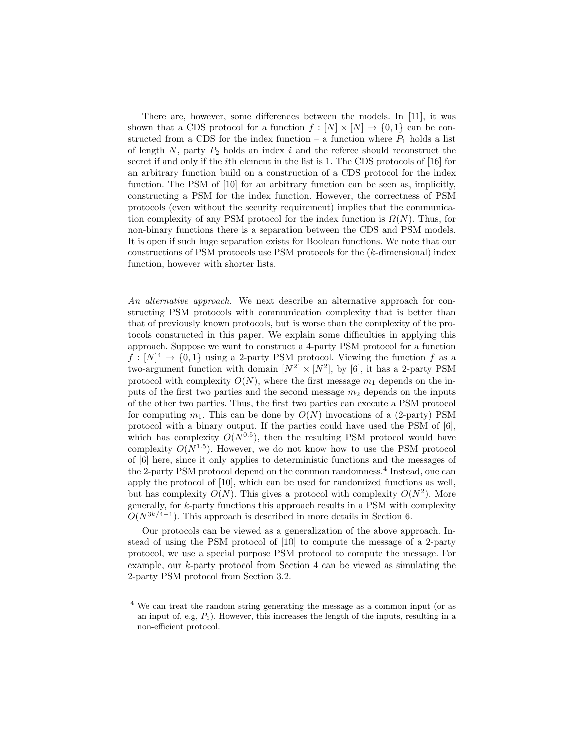There are, however, some differences between the models. In [11], it was shown that a CDS protocol for a function $f : [N] \times [N] \to \{0,1\}$ can be constructed from a CDS for the index function – a function where $P_1$ holds a list of length $N$, party $P_2$ holds an index $i$ and the referee should reconstruct the secret if and only if the $i$th element in the list is 1. The CDS protocols of [16] for an arbitrary function build on a construction of a CDS protocol for the index function. The PSM of [10] for an arbitrary function can be seen as, implicitly, constructing a PSM for the index function. However, the correctness of PSM protocols (even without the security requirement) implies that the communication complexity of any PSM protocol for the index function is $\Omega(N)$. Thus, for non-binary functions there is a separation between the CDS and PSM models. It is open if such huge separation exists for Boolean functions. We note that our constructions of PSM protocols use PSM protocols for the ($k$-dimensional) index function, however with shorter lists.

*An alternative approach.* We next describe an alternative approach for constructing PSM protocols with communication complexity that is better than that of previously known protocols, but is worse than the complexity of the protocols constructed in this paper. We explain some difficulties in applying this approach. Suppose we want to construct a 4-party PSM protocol for a function $f : [N]^4 \to \{0,1\}$ using a 2-party PSM protocol. Viewing the function $f$ as a two-argument function with domain $[N^2] \times [N^2]$, by [6], it has a 2-party PSM protocol with complexity $O(N)$, where the first message $m_1$ depends on the inputs of the first two parties and the second message $m_2$ depends on the inputs of the other two parties. Thus, the first two parties can execute a PSM protocol for computing $m_1$. This can be done by $O(N)$ invocations of a (2-party) PSM protocol with a binary output. If the parties could have used the PSM of [6], which has complexity $O(N^{0.5})$, then the resulting PSM protocol would have complexity $O(N^{1.5})$. However, we do not know how to use the PSM protocol of [6] here, since it only applies to deterministic functions and the messages of the 2-party PSM protocol depend on the common randomness.[4] Instead, one can apply the protocol of [10], which can be used for randomized functions as well, but has complexity $O(N)$. This gives a protocol with complexity $O(N^2)$. More generally, for $k$-party functions this approach results in a PSM with complexity $O(N^{3k/4-1})$. This approach is described in more details in Section 6.

Our protocols can be viewed as a generalization of the above approach. Instead of using the PSM protocol of [10] to compute the message of a 2-party protocol, we use a special purpose PSM protocol to compute the message. For example, our $k$-party protocol from Section 4 can be viewed as simulating the 2-party PSM protocol from Section 3.2.

---

[4] We can treat the random string generating the message as a common input (or as an input of, e.g, $P_1$). However, this increases the length of the inputs, resulting in a non-efficient protocol.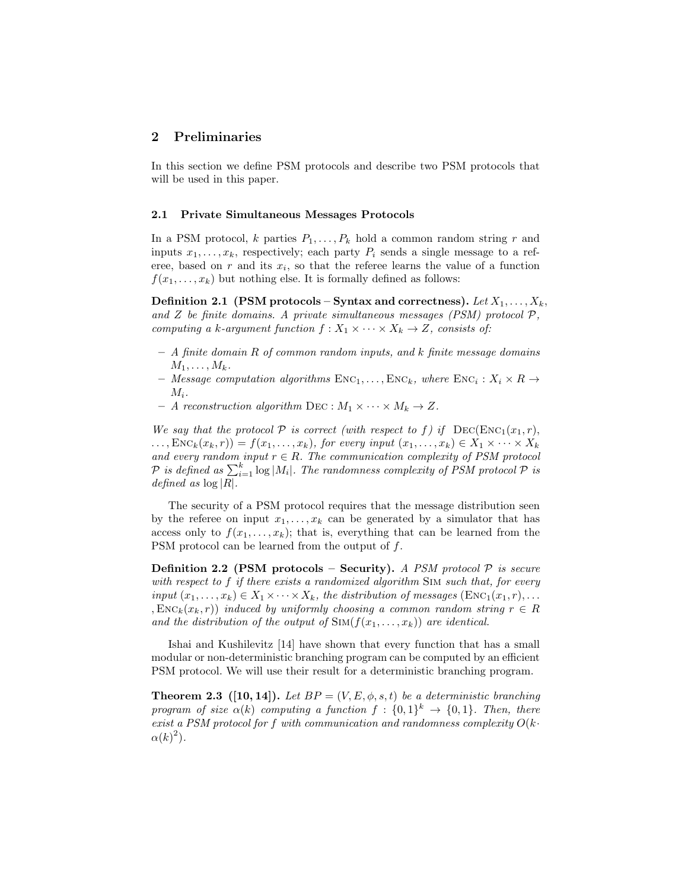## 2 Preliminaries

In this section we define PSM protocols and describe two PSM protocols that will be used in this paper.

### 2.1 Private Simultaneous Messages Protocols

In a PSM protocol, $k$ parties $P_1, \ldots, P_k$ hold a common random string $r$ and inputs $x_1, \ldots, x_k$, respectively; each party $P_i$ sends a single message to a referee, based on $r$ and its $x_i$, so that the referee learns the value of a function $f(x_1, \ldots, x_k)$ but nothing else. It is formally defined as follows:

**Definition 2.1 (PSM protocols – Syntax and correctness).** *Let $X_1, \ldots, X_k$, and $Z$ be finite domains. A private simultaneous messages (PSM) protocol $\mathcal{P}$, computing a $k$-argument function $f : X_1 \times \cdots \times X_k \to Z$, consists of:*

- *A finite domain $R$ of common random inputs, and $k$ finite message domains $M_1, \ldots, M_k$.*
- *Message computation algorithms $\textsc{Enc}_1, \ldots, \textsc{Enc}_k$, where $\textsc{Enc}_i : X_i \times R \to M_i$.*
- *A reconstruction algorithm $\textsc{Dec} : M_1 \times \cdots \times M_k \to Z$.*

*We say that the protocol $\mathcal{P}$ is correct (with respect to $f$) if $\textsc{Dec}(\textsc{Enc}_1(x_1, r), \ldots, \textsc{Enc}_k(x_k, r)) = f(x_1, \ldots, x_k)$, for every input $(x_1, \ldots, x_k) \in X_1 \times \cdots \times X_k$ and every random input $r \in R$. The communication complexity of PSM protocol $\mathcal{P}$ is defined as $\sum_{i=1}^{k} \log |M_i|$. The randomness complexity of PSM protocol $\mathcal{P}$ is defined as $\log |R|$.*

The security of a PSM protocol requires that the message distribution seen by the referee on input $x_1, \ldots, x_k$ can be generated by a simulator that has access only to $f(x_1, \ldots, x_k)$; that is, everything that can be learned from the PSM protocol can be learned from the output of $f$.

**Definition 2.2 (PSM protocols – Security).** *A PSM protocol $\mathcal{P}$ is secure with respect to $f$ if there exists a randomized algorithm $\textsc{Sim}$ such that, for every input $(x_1, \ldots, x_k) \in X_1 \times \cdots \times X_k$, the distribution of messages $(\textsc{Enc}_1(x_1, r), \ldots, \textsc{Enc}_k(x_k, r))$ induced by uniformly choosing a common random string $r \in R$ and the distribution of the output of $\textsc{Sim}(f(x_1, \ldots, x_k))$ are identical.*

Ishai and Kushilevitz [14] have shown that every function that has a small modular or non-deterministic branching program can be computed by an efficient PSM protocol. We will use their result for a deterministic branching program.

**Theorem 2.3 ([10, 14]).** *Let $BP = (V, E, \phi, s, t)$ be a deterministic branching program of size $\alpha(k)$ computing a function $f : \{0,1\}^k \to \{0,1\}$. Then, there exist a PSM protocol for $f$ with communication and randomness complexity $O(k \cdot \alpha(k)^2)$.*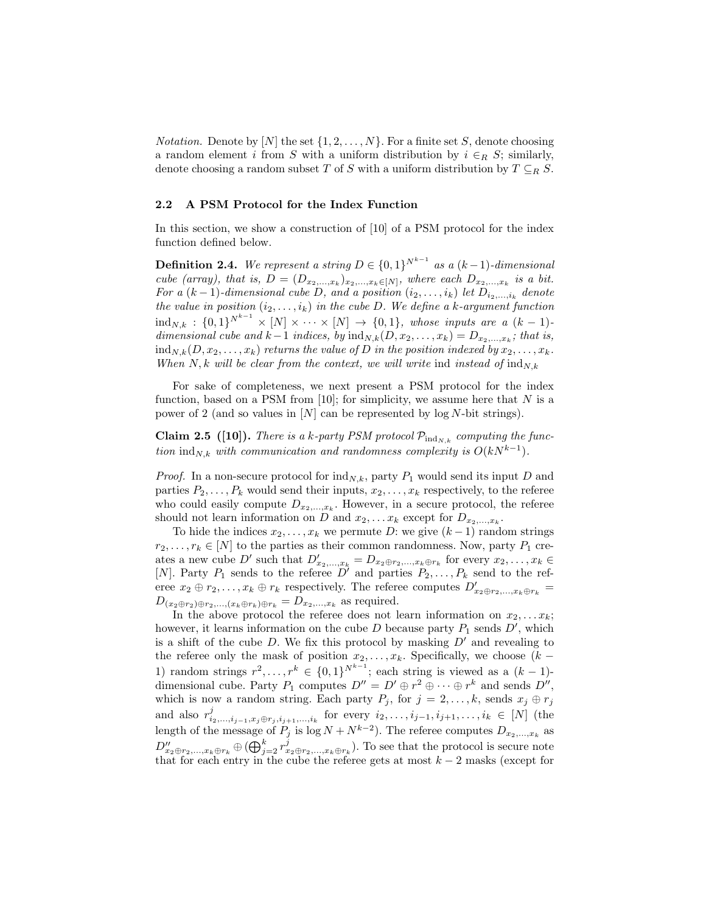*Notation.* Denote by $[N]$ the set $\{1, 2, \ldots, N\}$. For a finite set $S$, denote choosing a random element $i$ from $S$ with a uniform distribution by $i \in_R S$; similarly, denote choosing a random subset $T$ of $S$ with a uniform distribution by $T \subseteq_R S$.

### 2.2 A PSM Protocol for the Index Function

In this section, we show a construction of [10] of a PSM protocol for the index function defined below.

**Definition 2.4.** *We represent a string $D \in \{0,1\}^{N^{k-1}}$ as a $(k-1)$-dimensional cube (array), that is, $D = (D_{x_2,\ldots,x_k})_{x_2,\ldots,x_k \in [N]}$, where each $D_{x_2,\ldots,x_k}$ is a bit. For a $(k-1)$-dimensional cube $D$, and a position $(i_2,\ldots,i_k)$ let $D_{i_2,\ldots,i_k}$ denote the value in position $(i_2,\ldots,i_k)$ in the cube $D$. We define a $k$-argument function $\mathrm{ind}_{N,k} : \{0,1\}^{N^{k-1}} \times [N] \times \cdots \times [N] \to \{0,1\}$, whose inputs are a $(k-1)$-dimensional cube and $k-1$ indices, by $\mathrm{ind}_{N,k}(D, x_2, \ldots, x_k) = D_{x_2,\ldots,x_k}$; that is, $\mathrm{ind}_{N,k}(D, x_2, \ldots, x_k)$ returns the value of $D$ in the position indexed by $x_2, \ldots, x_k$. When $N, k$ will be clear from the context, we will write* ind *instead of* $\mathrm{ind}_{N,k}$

For sake of completeness, we next present a PSM protocol for the index function, based on a PSM from [10]; for simplicity, we assume here that $N$ is a power of 2 (and so values in $[N]$ can be represented by $\log N$-bit strings).

**Claim 2.5 ([10]).** *There is a $k$-party PSM protocol $\mathcal{P}_{\mathrm{ind}_{N,k}}$ computing the function $\mathrm{ind}_{N,k}$ with communication and randomness complexity is $O(kN^{k-1})$.*

*Proof.* In a non-secure protocol for $\mathrm{ind}_{N,k}$, party $P_1$ would send its input $D$ and parties $P_2, \ldots, P_k$ would send their inputs, $x_2, \ldots, x_k$ respectively, to the referee who could easily compute $D_{x_2,\ldots,x_k}$. However, in a secure protocol, the referee should not learn information on $D$ and $x_2, \ldots x_k$ except for $D_{x_2,\ldots,x_k}$.

To hide the indices $x_2, \ldots, x_k$ we permute $D$: we give $(k-1)$ random strings $r_2, \ldots, r_k \in [N]$ to the parties as their common randomness. Now, party $P_1$ creates a new cube $D'$ such that $D'_{x_2,\ldots,x_k} = D_{x_2 \oplus r_2,\ldots,x_k \oplus r_k}$ for every $x_2, \ldots, x_k \in [N]$. Party $P_1$ sends to the referee $D'$ and parties $P_2, \ldots, P_k$ send to the referee $x_2 \oplus r_2, \ldots, x_k \oplus r_k$ respectively. The referee computes $D'_{x_2 \oplus r_2,\ldots,x_k \oplus r_k} = D_{(x_2 \oplus r_2)\oplus r_2,\ldots,(x_k \oplus r_k)\oplus r_k} = D_{x_2,\ldots,x_k}$ as required.

In the above protocol the referee does not learn information on $x_2, \ldots x_k$; however, it learns information on the cube $D$ because party $P_1$ sends $D'$, which is a shift of the cube $D$. We fix this protocol by masking $D'$ and revealing to the referee only the mask of position $x_2, \ldots, x_k$. Specifically, we choose $(k-1)$ random strings $r^2, \ldots, r^k \in \{0,1\}^{N^{k-1}}$; each string is viewed as a $(k-1)$-dimensional cube. Party $P_1$ computes $D'' = D' \oplus r^2 \oplus \cdots \oplus r^k$ and sends $D''$, which is now a random string. Each party $P_j$, for $j = 2, \ldots, k$, sends $x_j \oplus r_j$ and also $r^j_{i_2,\ldots,i_{j-1},x_j \oplus r_j,i_{j+1},\ldots,i_k}$ for every $i_2, \ldots, i_{j-1}, i_{j+1}, \ldots, i_k \in [N]$ (the length of the message of $P_j$ is $\log N + N^{k-2}$). The referee computes $D_{x_2,\ldots,x_k}$ as $D''_{x_2 \oplus r_2,\ldots,x_k \oplus r_k} \oplus (\bigoplus_{j=2}^{k} r^j_{x_2 \oplus r_2,\ldots,x_k \oplus r_k})$. To see that the protocol is secure note that for each entry in the cube the referee gets at most $k-2$ masks (except for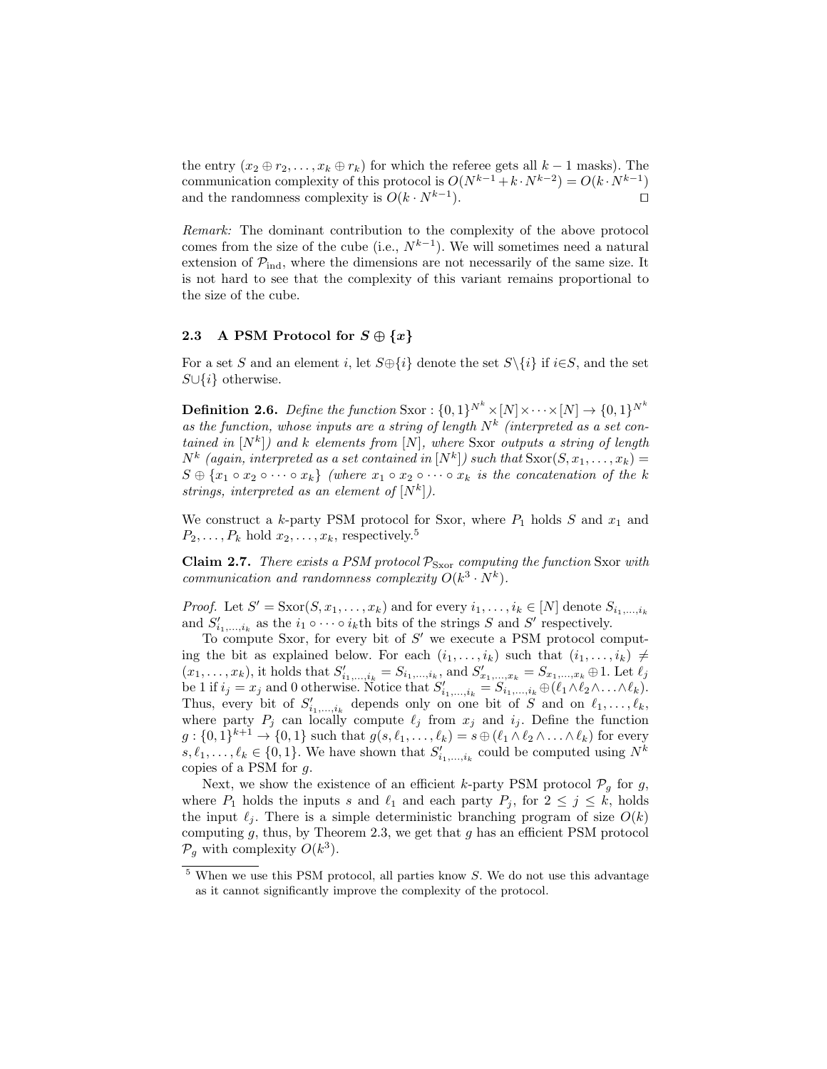the entry $(x_2 \oplus r_2, \ldots, x_k \oplus r_k)$ for which the referee gets all $k-1$ masks). The communication complexity of this protocol is $O(N^{k-1} + k \cdot N^{k-2}) = O(k \cdot N^{k-1})$ and the randomness complexity is $O(k \cdot N^{k-1})$. $\square$

*Remark:* The dominant contribution to the complexity of the above protocol comes from the size of the cube (i.e., $N^{k-1}$). We will sometimes need a natural extension of $\mathcal{P}_{\text{ind}}$, where the dimensions are not necessarily of the same size. It is not hard to see that the complexity of this variant remains proportional to the size of the cube.

### 2.3 A PSM Protocol for $S \oplus \{x\}$

For a set $S$ and an element $i$, let $S \oplus \{i\}$ denote the set $S \setminus \{i\}$ if $i \in S$, and the set $S \cup \{i\}$ otherwise.

**Definition 2.6.** *Define the function* Sxor : $\{0,1\}^{N^k} \times [N] \times \cdots \times [N] \to \{0,1\}^{N^k}$ *as the function, whose inputs are a string of length $N^k$ (interpreted as a set contained in $[N^k]$) and $k$ elements from $[N]$, where* Sxor *outputs a string of length $N^k$ (again, interpreted as a set contained in $[N^k]$) such that* $\text{Sxor}(S, x_1, \ldots, x_k) = S \oplus \{x_1 \circ x_2 \circ \cdots \circ x_k\}$ *(where $x_1 \circ x_2 \circ \cdots \circ x_k$ is the concatenation of the $k$ strings, interpreted as an element of $[N^k]$).*

We construct a $k$-party PSM protocol for Sxor, where $P_1$ holds $S$ and $x_1$ and $P_2, \ldots, P_k$ hold $x_2, \ldots, x_k$, respectively.[5]

**Claim 2.7.** *There exists a PSM protocol $\mathcal{P}_{\text{Sxor}}$ computing the function* Sxor *with communication and randomness complexity $O(k^3 \cdot N^k)$.*

*Proof.* Let $S' = \text{Sxor}(S, x_1, \ldots, x_k)$ and for every $i_1, \ldots, i_k \in [N]$ denote $S_{i_1,\ldots,i_k}$ and $S'_{i_1,\ldots,i_k}$ as the $i_1 \circ \cdots \circ i_k$th bits of the strings $S$ and $S'$ respectively.

To compute Sxor, for every bit of $S'$ we execute a PSM protocol computing the bit as explained below. For each $(i_1, \ldots, i_k)$ such that $(i_1, \ldots, i_k) \neq (x_1, \ldots, x_k)$, it holds that $S'_{i_1,\ldots,i_k} = S_{i_1,\ldots,i_k}$, and $S'_{x_1,\ldots,x_k} = S_{x_1,\ldots,x_k} \oplus 1$. Let $\ell_j$ be 1 if $i_j = x_j$ and 0 otherwise. Notice that $S'_{i_1,\ldots,i_k} = S_{i_1,\ldots,i_k} \oplus (\ell_1 \wedge \ell_2 \wedge \ldots \wedge \ell_k)$. Thus, every bit of $S'_{i_1,\ldots,i_k}$ depends only on one bit of $S$ and on $\ell_1, \ldots, \ell_k$, where party $P_j$ can locally compute $\ell_j$ from $x_j$ and $i_j$. Define the function $g : \{0,1\}^{k+1} \to \{0,1\}$ such that $g(s, \ell_1, \ldots, \ell_k) = s \oplus (\ell_1 \wedge \ell_2 \wedge \ldots \wedge \ell_k)$ for every $s, \ell_1, \ldots, \ell_k \in \{0,1\}$. We have shown that $S'_{i_1,\ldots,i_k}$ could be computed using $N^k$ copies of a PSM for $g$.

Next, we show the existence of an efficient $k$-party PSM protocol $\mathcal{P}_g$ for $g$, where $P_1$ holds the inputs $s$ and $\ell_1$ and each party $P_j$, for $2 \leq j \leq k$, holds the input $\ell_j$. There is a simple deterministic branching program of size $O(k)$ computing $g$, thus, by Theorem 2.3, we get that $g$ has an efficient PSM protocol $\mathcal{P}_g$ with complexity $O(k^3)$.

---

[5] When we use this PSM protocol, all parties know $S$. We do not use this advantage as it cannot significantly improve the complexity of the protocol.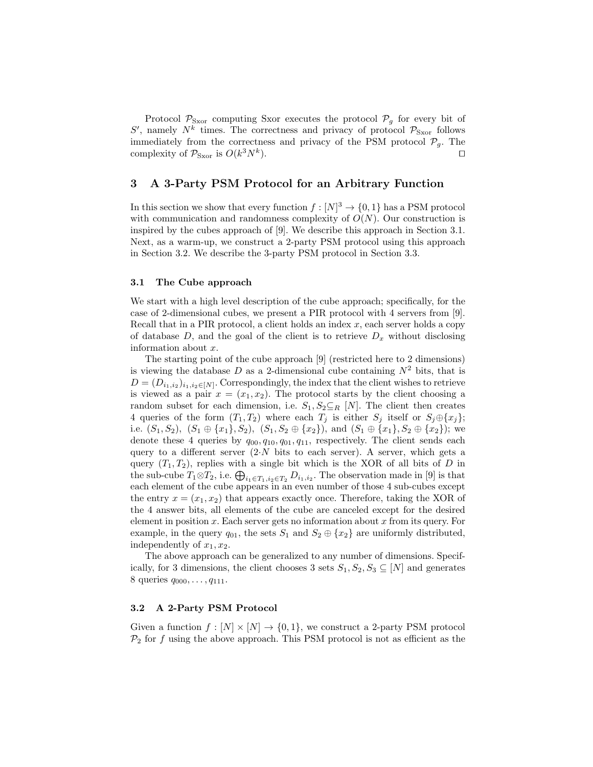Protocol $\mathcal{P}_{\text{Sxor}}$ computing Sxor executes the protocol $\mathcal{P}_g$ for every bit of $S'$, namely $N^k$ times. The correctness and privacy of protocol $\mathcal{P}_{\text{Sxor}}$ follows immediately from the correctness and privacy of the PSM protocol $\mathcal{P}_g$. The complexity of $\mathcal{P}_{\text{Sxor}}$ is $O(k^3 N^k)$. □

## 3 A 3-Party PSM Protocol for an Arbitrary Function

In this section we show that every function $f : [N]^3 \to \{0,1\}$ has a PSM protocol with communication and randomness complexity of $O(N)$. Our construction is inspired by the cubes approach of [9]. We describe this approach in Section 3.1. Next, as a warm-up, we construct a 2-party PSM protocol using this approach in Section 3.2. We describe the 3-party PSM protocol in Section 3.3.

### 3.1 The Cube approach

We start with a high level description of the cube approach; specifically, for the case of 2-dimensional cubes, we present a PIR protocol with 4 servers from [9]. Recall that in a PIR protocol, a client holds an index $x$, each server holds a copy of database $D$, and the goal of the client is to retrieve $D_x$ without disclosing information about $x$.

The starting point of the cube approach [9] (restricted here to 2 dimensions) is viewing the database $D$ as a 2-dimensional cube containing $N^2$ bits, that is $D = (D_{i_1,i_2})_{i_1,i_2 \in [N]}$. Correspondingly, the index that the client wishes to retrieve is viewed as a pair $x = (x_1, x_2)$. The protocol starts by the client choosing a random subset for each dimension, i.e. $S_1, S_2 \subseteq_R [N]$. The client then creates 4 queries of the form $(T_1, T_2)$ where each $T_j$ is either $S_j$ itself or $S_j \oplus \{x_j\}$; i.e. $(S_1, S_2)$, $(S_1 \oplus \{x_1\}, S_2)$, $(S_1, S_2 \oplus \{x_2\})$, and $(S_1 \oplus \{x_1\}, S_2 \oplus \{x_2\})$; we denote these 4 queries by $q_{00}, q_{10}, q_{01}, q_{11}$, respectively. The client sends each query to a different server ($2 \cdot N$ bits to each server). A server, which gets a query $(T_1, T_2)$, replies with a single bit which is the XOR of all bits of $D$ in the sub-cube $T_1 \otimes T_2$, i.e. $\bigoplus_{i_1 \in T_1, i_2 \in T_2} D_{i_1,i_2}$. The observation made in [9] is that each element of the cube appears in an even number of those 4 sub-cubes except the entry $x = (x_1, x_2)$ that appears exactly once. Therefore, taking the XOR of the 4 answer bits, all elements of the cube are canceled except for the desired element in position $x$. Each server gets no information about $x$ from its query. For example, in the query $q_{01}$, the sets $S_1$ and $S_2 \oplus \{x_2\}$ are uniformly distributed, independently of $x_1, x_2$.

The above approach can be generalized to any number of dimensions. Specifically, for 3 dimensions, the client chooses 3 sets $S_1, S_2, S_3 \subseteq [N]$ and generates 8 queries $q_{000}, \ldots, q_{111}$.

### 3.2 A 2-Party PSM Protocol

Given a function $f : [N] \times [N] \to \{0,1\}$, we construct a 2-party PSM protocol $\mathcal{P}_2$ for $f$ using the above approach. This PSM protocol is not as efficient as the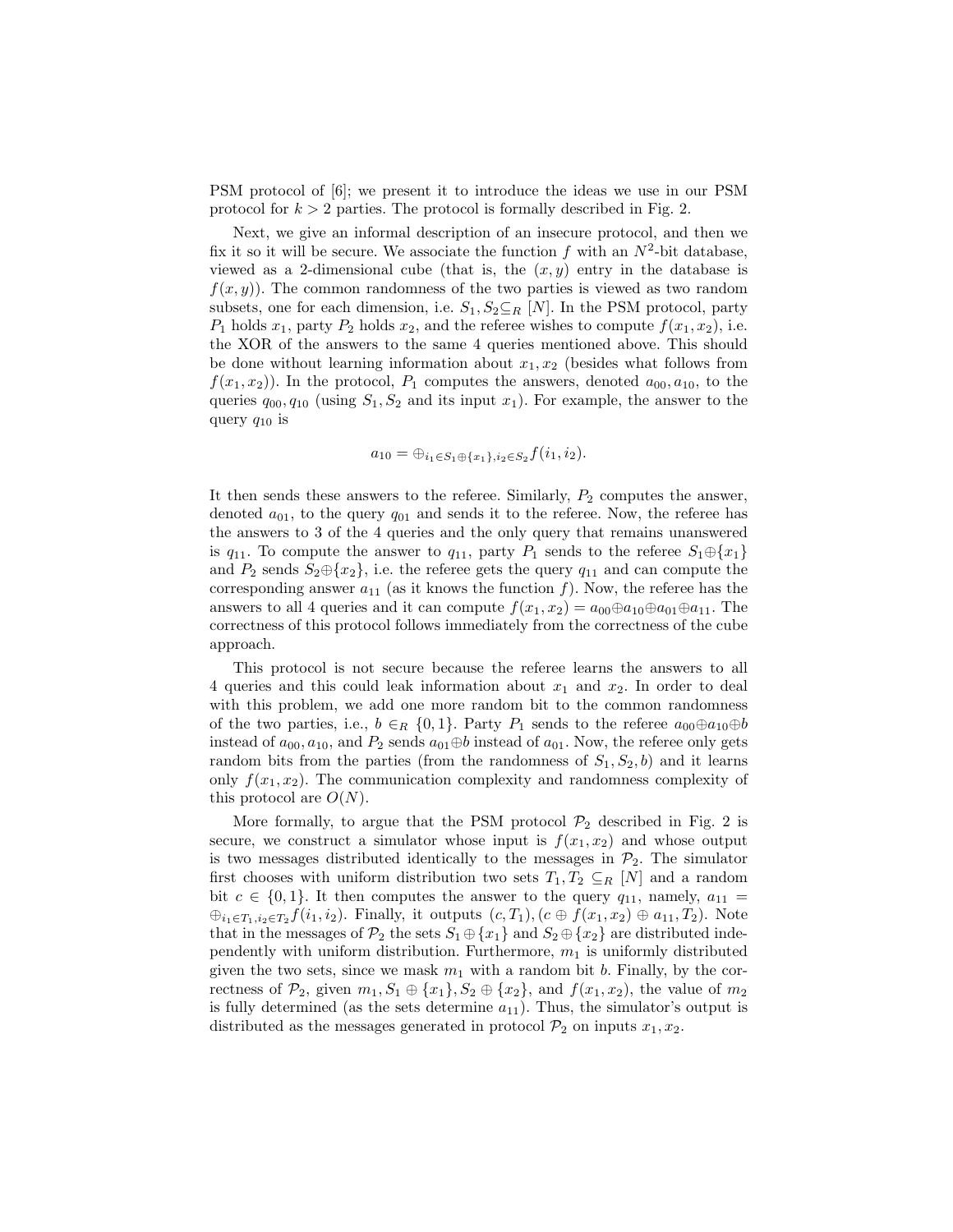PSM protocol of [6]; we present it to introduce the ideas we use in our PSM protocol for $k > 2$ parties. The protocol is formally described in Fig. 2.

Next, we give an informal description of an insecure protocol, and then we fix it so it will be secure. We associate the function $f$ with an $N^2$-bit database, viewed as a 2-dimensional cube (that is, the $(x, y)$ entry in the database is $f(x, y)$). The common randomness of the two parties is viewed as two random subsets, one for each dimension, i.e. $S_1, S_2 \subseteq_R [N]$. In the PSM protocol, party $P_1$ holds $x_1$, party $P_2$ holds $x_2$, and the referee wishes to compute $f(x_1, x_2)$, i.e. the XOR of the answers to the same 4 queries mentioned above. This should be done without learning information about $x_1, x_2$ (besides what follows from $f(x_1, x_2)$). In the protocol, $P_1$ computes the answers, denoted $a_{00}, a_{10}$, to the queries $q_{00}, q_{10}$ (using $S_1, S_2$ and its input $x_1$). For example, the answer to the query $q_{10}$ is

$$a_{10} = \oplus_{i_1 \in S_1 \oplus \{x_1\}, i_2 \in S_2} f(i_1, i_2).$$

It then sends these answers to the referee. Similarly, $P_2$ computes the answer, denoted $a_{01}$, to the query $q_{01}$ and sends it to the referee. Now, the referee has the answers to 3 of the 4 queries and the only query that remains unanswered is $q_{11}$. To compute the answer to $q_{11}$, party $P_1$ sends to the referee $S_1 \oplus \{x_1\}$ and $P_2$ sends $S_2 \oplus \{x_2\}$, i.e. the referee gets the query $q_{11}$ and can compute the corresponding answer $a_{11}$ (as it knows the function $f$). Now, the referee has the answers to all 4 queries and it can compute $f(x_1, x_2) = a_{00} \oplus a_{10} \oplus a_{01} \oplus a_{11}$. The correctness of this protocol follows immediately from the correctness of the cube approach.

This protocol is not secure because the referee learns the answers to all 4 queries and this could leak information about $x_1$ and $x_2$. In order to deal with this problem, we add one more random bit to the common randomness of the two parties, i.e., $b \in_R \{0, 1\}$. Party $P_1$ sends to the referee $a_{00} \oplus a_{10} \oplus b$ instead of $a_{00}, a_{10}$, and $P_2$ sends $a_{01} \oplus b$ instead of $a_{01}$. Now, the referee only gets random bits from the parties (from the randomness of $S_1, S_2, b$) and it learns only $f(x_1, x_2)$. The communication complexity and randomness complexity of this protocol are $O(N)$.

More formally, to argue that the PSM protocol $\mathcal{P}_2$ described in Fig. 2 is secure, we construct a simulator whose input is $f(x_1, x_2)$ and whose output is two messages distributed identically to the messages in $\mathcal{P}_2$. The simulator first chooses with uniform distribution two sets $T_1, T_2 \subseteq_R [N]$ and a random bit $c \in \{0, 1\}$. It then computes the answer to the query $q_{11}$, namely, $a_{11} = \oplus_{i_1 \in T_1, i_2 \in T_2} f(i_1, i_2)$. Finally, it outputs $(c, T_1), (c \oplus f(x_1, x_2) \oplus a_{11}, T_2)$. Note that in the messages of $\mathcal{P}_2$ the sets $S_1 \oplus \{x_1\}$ and $S_2 \oplus \{x_2\}$ are distributed independently with uniform distribution. Furthermore, $m_1$ is uniformly distributed given the two sets, since we mask $m_1$ with a random bit $b$. Finally, by the correctness of $\mathcal{P}_2$, given $m_1, S_1 \oplus \{x_1\}, S_2 \oplus \{x_2\}$, and $f(x_1, x_2)$, the value of $m_2$ is fully determined (as the sets determine $a_{11}$). Thus, the simulator's output is distributed as the messages generated in protocol $\mathcal{P}_2$ on inputs $x_1, x_2$.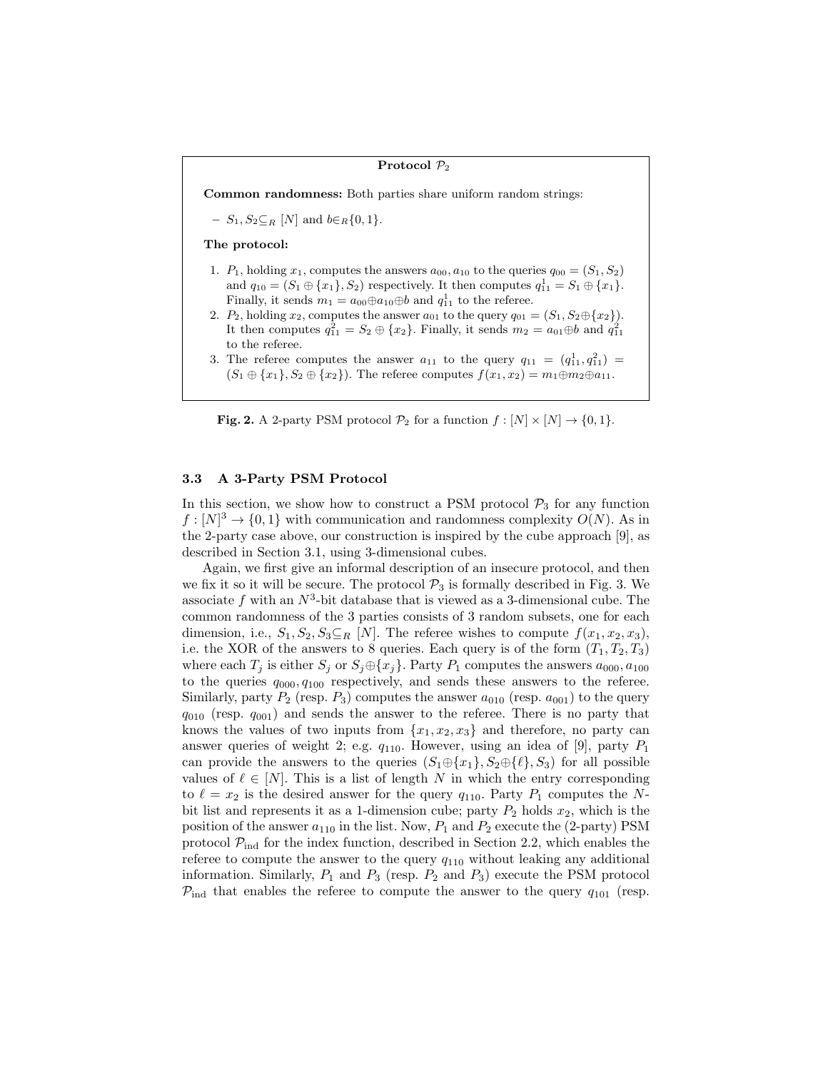**Protocol $\mathcal{P}_2$**

**Common randomness:** Both parties share uniform random strings:

– $S_1, S_2 \subseteq_R [N]$ and $b \in_R \{0,1\}$.

**The protocol:**

1. $P_1$, holding $x_1$, computes the answers $a_{00}, a_{10}$ to the queries $q_{00} = (S_1, S_2)$ and $q_{10} = (S_1 \oplus \{x_1\}, S_2)$ respectively. It then computes $q_{11}^1 = S_1 \oplus \{x_1\}$. Finally, it sends $m_1 = a_{00} \oplus a_{10} \oplus b$ and $q_{11}^1$ to the referee.
2. $P_2$, holding $x_2$, computes the answer $a_{01}$ to the query $q_{01} = (S_1, S_2 \oplus \{x_2\})$. It then computes $q_{11}^2 = S_2 \oplus \{x_2\}$. Finally, it sends $m_2 = a_{01} \oplus b$ and $q_{11}^2$ to the referee.
3. The referee computes the answer $a_{11}$ to the query $q_{11} = (q_{11}^1, q_{11}^2) = (S_1 \oplus \{x_1\}, S_2 \oplus \{x_2\})$. The referee computes $f(x_1, x_2) = m_1 \oplus m_2 \oplus a_{11}$.

**Fig. 2.** A 2-party PSM protocol $\mathcal{P}_2$ for a function $f : [N] \times [N] \to \{0,1\}$.

### 3.3 A 3-Party PSM Protocol

In this section, we show how to construct a PSM protocol $\mathcal{P}_3$ for any function $f : [N]^3 \to \{0,1\}$ with communication and randomness complexity $O(N)$. As in the 2-party case above, our construction is inspired by the cube approach [9], as described in Section 3.1, using 3-dimensional cubes.

Again, we first give an informal description of an insecure protocol, and then we fix it so it will be secure. The protocol $\mathcal{P}_3$ is formally described in Fig. 3. We associate $f$ with an $N^3$-bit database that is viewed as a 3-dimensional cube. The common randomness of the 3 parties consists of 3 random subsets, one for each dimension, i.e., $S_1, S_2, S_3 \subseteq_R [N]$. The referee wishes to compute $f(x_1, x_2, x_3)$, i.e. the XOR of the answers to 8 queries. Each query is of the form $(T_1, T_2, T_3)$ where each $T_j$ is either $S_j$ or $S_j \oplus \{x_j\}$. Party $P_1$ computes the answers $a_{000}, a_{100}$ to the queries $q_{000}, q_{100}$ respectively, and sends these answers to the referee. Similarly, party $P_2$ (resp. $P_3$) computes the answer $a_{010}$ (resp. $a_{001}$) to the query $q_{010}$ (resp. $q_{001}$) and sends the answer to the referee. There is no party that knows the values of two inputs from $\{x_1, x_2, x_3\}$ and therefore, no party can answer queries of weight 2; e.g. $q_{110}$. However, using an idea of [9], party $P_1$ can provide the answers to the queries $(S_1 \oplus \{x_1\}, S_2 \oplus \{\ell\}, S_3)$ for all possible values of $\ell \in [N]$. This is a list of length $N$ in which the entry corresponding to $\ell = x_2$ is the desired answer for the query $q_{110}$. Party $P_1$ computes the $N$-bit list and represents it as a 1-dimension cube; party $P_2$ holds $x_2$, which is the position of the answer $a_{110}$ in the list. Now, $P_1$ and $P_2$ execute the (2-party) PSM protocol $\mathcal{P}_{\text{ind}}$ for the index function, described in Section 2.2, which enables the referee to compute the answer to the query $q_{110}$ without leaking any additional information. Similarly, $P_1$ and $P_3$ (resp. $P_2$ and $P_3$) execute the PSM protocol $\mathcal{P}_{\text{ind}}$ that enables the referee to compute the answer to the query $q_{101}$ (resp.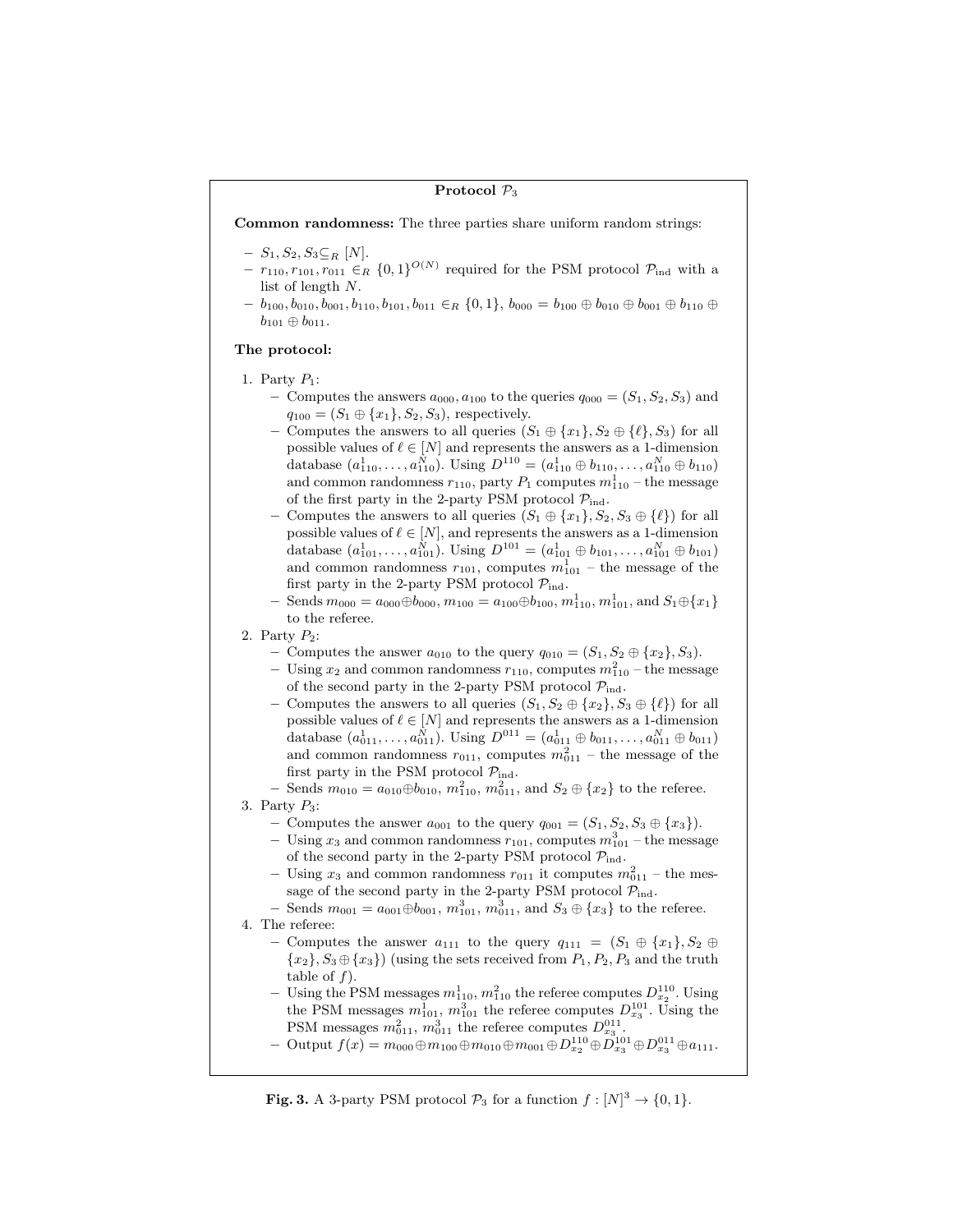**Protocol $\mathcal{P}_3$**

**Common randomness:** The three parties share uniform random strings:

- $S_1, S_2, S_3 \subseteq_R [N]$.
- $r_{110}, r_{101}, r_{011} \in_R \{0,1\}^{O(N)}$ required for the PSM protocol $\mathcal{P}_{\text{ind}}$ with a list of length $N$.
- $b_{100}, b_{010}, b_{001}, b_{110}, b_{101}, b_{011} \in_R \{0,1\}$, $b_{000} = b_{100} \oplus b_{010} \oplus b_{001} \oplus b_{110} \oplus b_{101} \oplus b_{011}$.

**The protocol:**

1. Party $P_1$:
   - Computes the answers $a_{000}, a_{100}$ to the queries $q_{000} = (S_1, S_2, S_3)$ and $q_{100} = (S_1 \oplus \{x_1\}, S_2, S_3)$, respectively.
   - Computes the answers to all queries $(S_1 \oplus \{x_1\}, S_2 \oplus \{\ell\}, S_3)$ for all possible values of $\ell \in [N]$ and represents the answers as a 1-dimension database $(a^1_{110}, \ldots, a^N_{110})$. Using $D^{110} = (a^1_{110} \oplus b_{110}, \ldots, a^N_{110} \oplus b_{110})$ and common randomness $r_{110}$, party $P_1$ computes $m^1_{110}$ – the message of the first party in the 2-party PSM protocol $\mathcal{P}_{\text{ind}}$.
   - Computes the answers to all queries $(S_1 \oplus \{x_1\}, S_2, S_3 \oplus \{\ell\})$ for all possible values of $\ell \in [N]$, and represents the answers as a 1-dimension database $(a^1_{101}, \ldots, a^N_{101})$. Using $D^{101} = (a^1_{101} \oplus b_{101}, \ldots, a^N_{101} \oplus b_{101})$ and common randomness $r_{101}$, computes $m^1_{101}$ – the message of the first party in the 2-party PSM protocol $\mathcal{P}_{\text{ind}}$.
   - Sends $m_{000} = a_{000} \oplus b_{000}$, $m_{100} = a_{100} \oplus b_{100}$, $m^1_{110}$, $m^1_{101}$, and $S_1 \oplus \{x_1\}$ to the referee.
2. Party $P_2$:
   - Computes the answer $a_{010}$ to the query $q_{010} = (S_1, S_2 \oplus \{x_2\}, S_3)$.
   - Using $x_2$ and common randomness $r_{110}$, computes $m^2_{110}$ – the message of the second party in the 2-party PSM protocol $\mathcal{P}_{\text{ind}}$.
   - Computes the answers to all queries $(S_1, S_2 \oplus \{x_2\}, S_3 \oplus \{\ell\})$ for all possible values of $\ell \in [N]$ and represents the answers as a 1-dimension database $(a^1_{011}, \ldots, a^N_{011})$. Using $D^{011} = (a^1_{011} \oplus b_{011}, \ldots, a^N_{011} \oplus b_{011})$ and common randomness $r_{011}$, computes $m^2_{011}$ – the message of the first party in the PSM protocol $\mathcal{P}_{\text{ind}}$.
   - Sends $m_{010} = a_{010} \oplus b_{010}$, $m^2_{110}$, $m^2_{011}$, and $S_2 \oplus \{x_2\}$ to the referee.
3. Party $P_3$:
   - Computes the answer $a_{001}$ to the query $q_{001} = (S_1, S_2, S_3 \oplus \{x_3\})$.
   - Using $x_3$ and common randomness $r_{101}$, computes $m^3_{101}$ – the message of the second party in the 2-party PSM protocol $\mathcal{P}_{\text{ind}}$.
   - Using $x_3$ and common randomness $r_{011}$ it computes $m^2_{011}$ – the message of the second party in the 2-party PSM protocol $\mathcal{P}_{\text{ind}}$.
   - Sends $m_{001} = a_{001} \oplus b_{001}$, $m^3_{101}$, $m^3_{011}$, and $S_3 \oplus \{x_3\}$ to the referee.
4. The referee:
   - Computes the answer $a_{111}$ to the query $q_{111} = (S_1 \oplus \{x_1\}, S_2 \oplus \{x_2\}, S_3 \oplus \{x_3\})$ (using the sets received from $P_1, P_2, P_3$ and the truth table of $f$).
   - Using the PSM messages $m^1_{110}$, $m^2_{110}$ the referee computes $D^{110}_{x_2}$. Using the PSM messages $m^1_{101}$, $m^3_{101}$ the referee computes $D^{101}_{x_3}$. Using the PSM messages $m^2_{011}$, $m^3_{011}$ the referee computes $D^{011}_{x_3}$.
   - Output $f(x) = m_{000} \oplus m_{100} \oplus m_{010} \oplus m_{001} \oplus D^{110}_{x_2} \oplus D^{101}_{x_3} \oplus D^{011}_{x_3} \oplus a_{111}$.

**Fig. 3.** A 3-party PSM protocol $\mathcal{P}_3$ for a function $f : [N]^3 \to \{0,1\}$.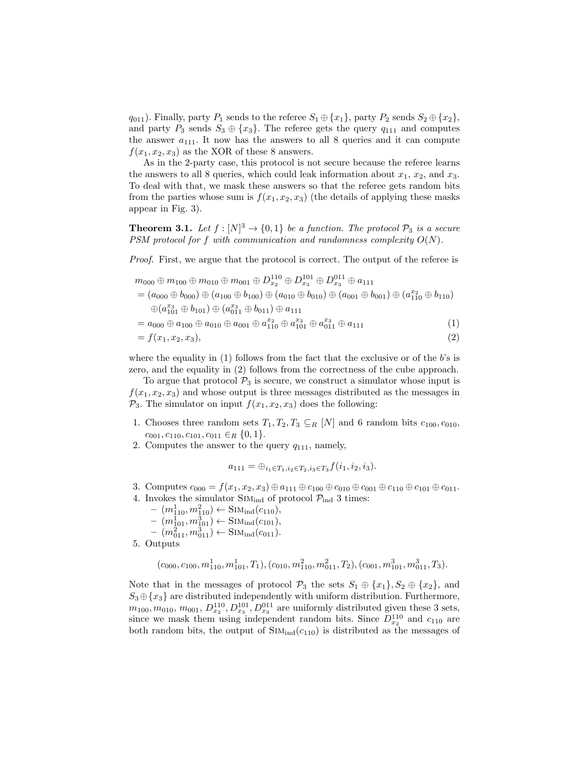$q_{011}$). Finally, party $P_1$ sends to the referee $S_1 \oplus \{x_1\}$, party $P_2$ sends $S_2 \oplus \{x_2\}$, and party $P_3$ sends $S_3 \oplus \{x_3\}$. The referee gets the query $q_{111}$ and computes the answer $a_{111}$. It now has the answers to all 8 queries and it can compute $f(x_1, x_2, x_3)$ as the XOR of these 8 answers.

As in the 2-party case, this protocol is not secure because the referee learns the answers to all 8 queries, which could leak information about $x_1$, $x_2$, and $x_3$. To deal with that, we mask these answers so that the referee gets random bits from the parties whose sum is $f(x_1, x_2, x_3)$ (the details of applying these masks appear in Fig. 3).

**Theorem 3.1.** *Let $f : [N]^3 \to \{0, 1\}$ be a function. The protocol $\mathcal{P}_3$ is a secure PSM protocol for $f$ with communication and randomness complexity $O(N)$.*

*Proof.* First, we argue that the protocol is correct. The output of the referee is

$$
\begin{aligned}
& m_{000} \oplus m_{100} \oplus m_{010} \oplus m_{001} \oplus D^{110}_{x_2} \oplus D^{101}_{x_3} \oplus D^{011}_{x_3} \oplus a_{111} \\
&= (a_{000} \oplus b_{000}) \oplus (a_{100} \oplus b_{100}) \oplus (a_{010} \oplus b_{010}) \oplus (a_{001} \oplus b_{001}) \oplus (a^{x_2}_{110} \oplus b_{110}) \\
&\quad \oplus (a^{x_3}_{101} \oplus b_{101}) \oplus (a^{x_3}_{011} \oplus b_{011}) \oplus a_{111} \\
&= a_{000} \oplus a_{100} \oplus a_{010} \oplus a_{001} \oplus a^{x_2}_{110} \oplus a^{x_3}_{101} \oplus a^{x_3}_{011} \oplus a_{111} \qquad (1) \\
&= f(x_1, x_2, x_3), \qquad (2)
\end{aligned}
$$

where the equality in (1) follows from the fact that the exclusive or of the $b$'s is zero, and the equality in (2) follows from the correctness of the cube approach.

To argue that protocol $\mathcal{P}_3$ is secure, we construct a simulator whose input is $f(x_1, x_2, x_3)$ and whose output is three messages distributed as the messages in $\mathcal{P}_3$. The simulator on input $f(x_1, x_2, x_3)$ does the following:

1. Chooses three random sets $T_1, T_2, T_3 \subseteq_R [N]$ and 6 random bits $c_{100}, c_{010}, c_{001}, c_{110}, c_{101}, c_{011} \in_R \{0, 1\}$.
2. Computes the answer to the query $q_{111}$, namely,
$$a_{111} = \oplus_{i_1 \in T_1, i_2 \in T_2, i_3 \in T_3} f(i_1, i_2, i_3).$$
3. Computes $c_{000} = f(x_1, x_2, x_3) \oplus a_{111} \oplus c_{100} \oplus c_{010} \oplus c_{001} \oplus c_{110} \oplus c_{101} \oplus c_{011}$.
4. Invokes the simulator $\textsc{Sim}_{\text{ind}}$ of protocol $\mathcal{P}_{\text{ind}}$ 3 times:
   - $(m^1_{110}, m^2_{110}) \leftarrow \textsc{Sim}_{\text{ind}}(c_{110})$,
   - $(m^1_{101}, m^3_{101}) \leftarrow \textsc{Sim}_{\text{ind}}(c_{101})$,
   - $(m^2_{011}, m^3_{011}) \leftarrow \textsc{Sim}_{\text{ind}}(c_{011})$.
5. Outputs
$$(c_{000}, c_{100}, m^1_{110}, m^1_{101}, T_1), (c_{010}, m^2_{110}, m^2_{011}, T_2), (c_{001}, m^3_{101}, m^3_{011}, T_3).$$

Note that in the messages of protocol $\mathcal{P}_3$ the sets $S_1 \oplus \{x_1\}, S_2 \oplus \{x_2\}$, and $S_3 \oplus \{x_3\}$ are distributed independently with uniform distribution. Furthermore, $m_{100}, m_{010}, m_{001}, D^{110}_{x_2}, D^{101}_{x_3}, D^{011}_{x_3}$ are uniformly distributed given these 3 sets, since we mask them using independent random bits. Since $D^{110}_{x_2}$ and $c_{110}$ are both random bits, the output of $\textsc{Sim}_{\text{ind}}(c_{110})$ is distributed as the messages of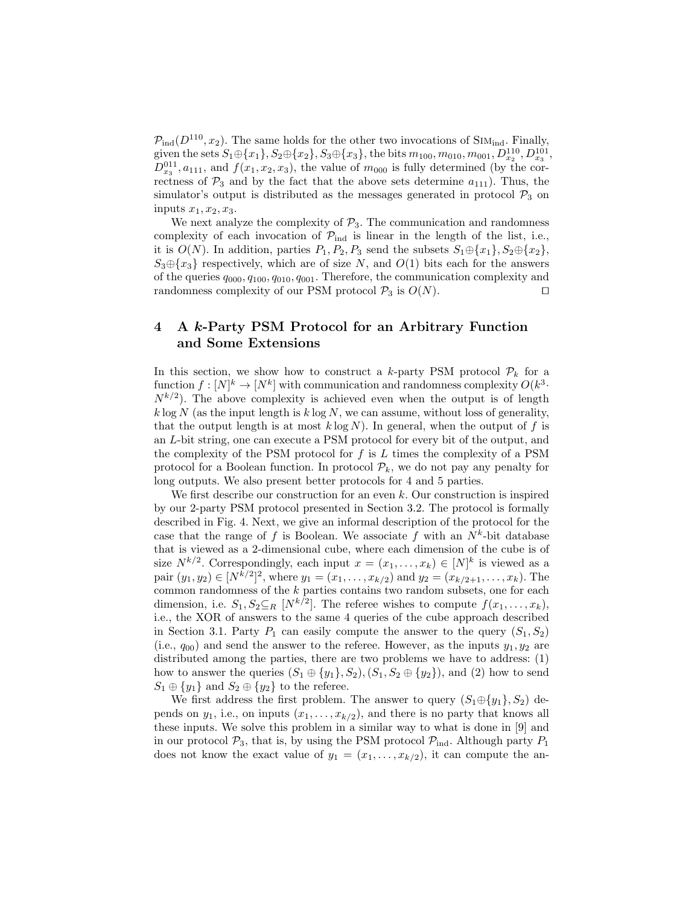$\mathcal{P}_{\text{ind}}(D^{110}, x_2)$. The same holds for the other two invocations of $\text{Sim}_{\text{ind}}$. Finally, given the sets $S_1 \oplus \{x_1\}, S_2 \oplus \{x_2\}, S_3 \oplus \{x_3\}$, the bits $m_{100}, m_{010}, m_{001}, D^{110}_{x_2}, D^{101}_{x_3}, D^{011}_{x_3}, a_{111}$, and $f(x_1, x_2, x_3)$, the value of $m_{000}$ is fully determined (by the correctness of $\mathcal{P}_3$ and by the fact that the above sets determine $a_{111}$). Thus, the simulator's output is distributed as the messages generated in protocol $\mathcal{P}_3$ on inputs $x_1, x_2, x_3$.

We next analyze the complexity of $\mathcal{P}_3$. The communication and randomness complexity of each invocation of $\mathcal{P}_{\text{ind}}$ is linear in the length of the list, i.e., it is $O(N)$. In addition, parties $P_1, P_2, P_3$ send the subsets $S_1 \oplus \{x_1\}, S_2 \oplus \{x_2\}, S_3 \oplus \{x_3\}$ respectively, which are of size $N$, and $O(1)$ bits each for the answers of the queries $q_{000}, q_{100}, q_{010}, q_{001}$. Therefore, the communication complexity and randomness complexity of our PSM protocol $\mathcal{P}_3$ is $O(N)$. $\square$

## 4 A $k$-Party PSM Protocol for an Arbitrary Function and Some Extensions

In this section, we show how to construct a $k$-party PSM protocol $\mathcal{P}_k$ for a function $f : [N]^k \to [N^k]$ with communication and randomness complexity $O(k^3 \cdot N^{k/2})$. The above complexity is achieved even when the output is of length $k \log N$ (as the input length is $k \log N$, we can assume, without loss of generality, that the output length is at most $k \log N$). In general, when the output of $f$ is an $L$-bit string, one can execute a PSM protocol for every bit of the output, and the complexity of the PSM protocol for $f$ is $L$ times the complexity of a PSM protocol for a Boolean function. In protocol $\mathcal{P}_k$, we do not pay any penalty for long outputs. We also present better protocols for 4 and 5 parties.

We first describe our construction for an even $k$. Our construction is inspired by our 2-party PSM protocol presented in Section 3.2. The protocol is formally described in Fig. 4. Next, we give an informal description of the protocol for the case that the range of $f$ is Boolean. We associate $f$ with an $N^k$-bit database that is viewed as a 2-dimensional cube, where each dimension of the cube is of size $N^{k/2}$. Correspondingly, each input $x = (x_1, \ldots, x_k) \in [N]^k$ is viewed as a pair $(y_1, y_2) \in [N^{k/2}]^2$, where $y_1 = (x_1, \ldots, x_{k/2})$ and $y_2 = (x_{k/2+1}, \ldots, x_k)$. The common randomness of the $k$ parties contains two random subsets, one for each dimension, i.e. $S_1, S_2 \subseteq_R [N^{k/2}]$. The referee wishes to compute $f(x_1, \ldots, x_k)$, i.e., the XOR of answers to the same 4 queries of the cube approach described in Section 3.1. Party $P_1$ can easily compute the answer to the query $(S_1, S_2)$ (i.e., $q_{00}$) and send the answer to the referee. However, as the inputs $y_1, y_2$ are distributed among the parties, there are two problems we have to address: (1) how to answer the queries $(S_1 \oplus \{y_1\}, S_2), (S_1, S_2 \oplus \{y_2\})$, and (2) how to send $S_1 \oplus \{y_1\}$ and $S_2 \oplus \{y_2\}$ to the referee.

We first address the first problem. The answer to query $(S_1 \oplus \{y_1\}, S_2)$ depends on $y_1$, i.e., on inputs $(x_1, \ldots, x_{k/2})$, and there is no party that knows all these inputs. We solve this problem in a similar way to what is done in [9] and in our protocol $\mathcal{P}_3$, that is, by using the PSM protocol $\mathcal{P}_{\text{ind}}$. Although party $P_1$ does not know the exact value of $y_1 = (x_1, \ldots, x_{k/2})$, it can compute the an-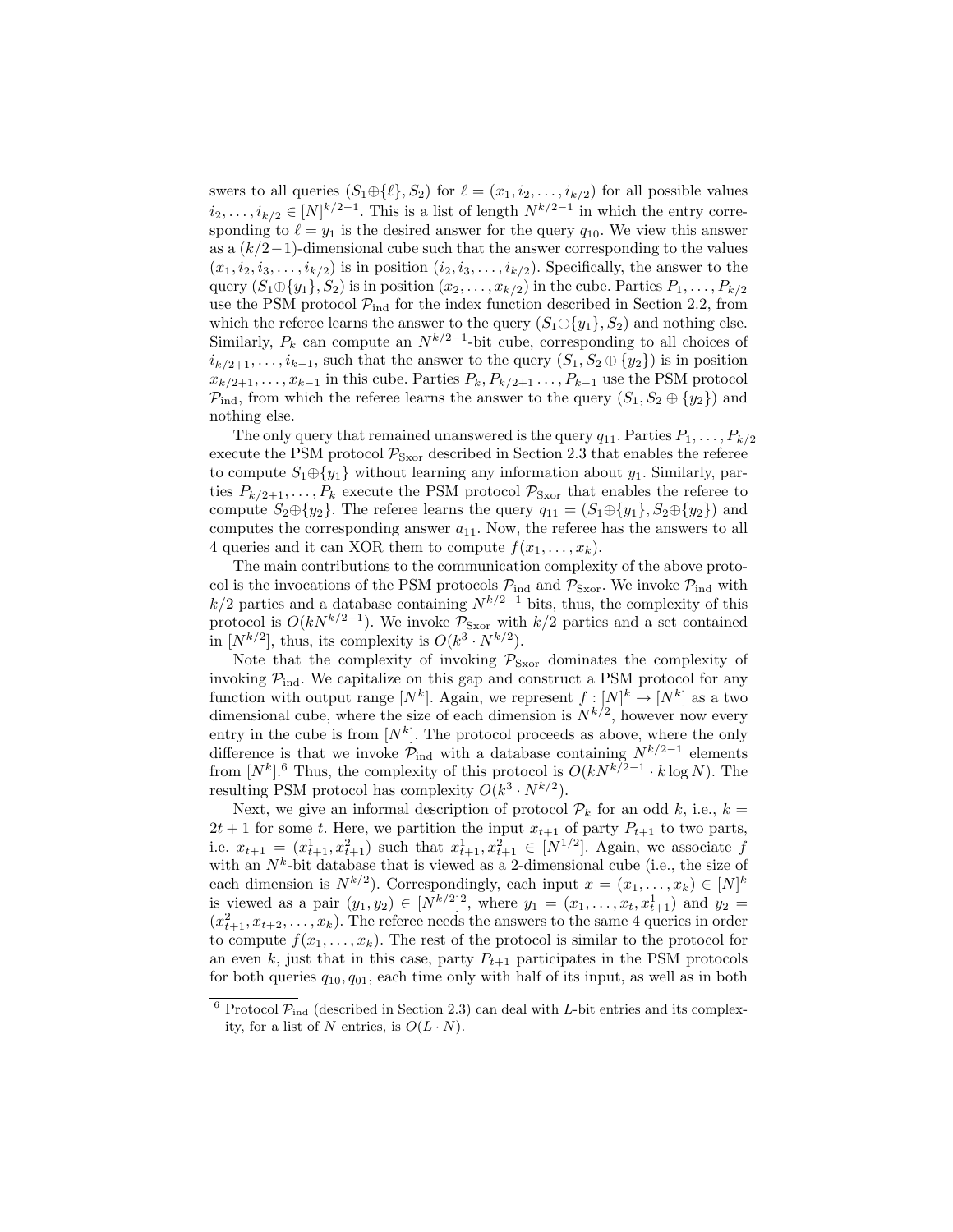swers to all queries $(S_1 \oplus \{\ell\}, S_2)$ for $\ell = (x_1, i_2, \ldots, i_{k/2})$ for all possible values $i_2, \ldots, i_{k/2} \in [N]^{k/2-1}$. This is a list of length $N^{k/2-1}$ in which the entry corresponding to $\ell = y_1$ is the desired answer for the query $q_{10}$. We view this answer as a $(k/2-1)$-dimensional cube such that the answer corresponding to the values $(x_1, i_2, i_3, \ldots, i_{k/2})$ is in position $(i_2, i_3, \ldots, i_{k/2})$. Specifically, the answer to the query $(S_1 \oplus \{y_1\}, S_2)$ is in position $(x_2, \ldots, x_{k/2})$ in the cube. Parties $P_1, \ldots, P_{k/2}$ use the PSM protocol $\mathcal{P}_{\text{ind}}$ for the index function described in Section 2.2, from which the referee learns the answer to the query $(S_1 \oplus \{y_1\}, S_2)$ and nothing else. Similarly, $P_k$ can compute an $N^{k/2-1}$-bit cube, corresponding to all choices of $i_{k/2+1}, \ldots, i_{k-1}$, such that the answer to the query $(S_1, S_2 \oplus \{y_2\})$ is in position $x_{k/2+1}, \ldots, x_{k-1}$ in this cube. Parties $P_k, P_{k/2+1} \ldots, P_{k-1}$ use the PSM protocol $\mathcal{P}_{\text{ind}}$, from which the referee learns the answer to the query $(S_1, S_2 \oplus \{y_2\})$ and nothing else.

The only query that remained unanswered is the query $q_{11}$. Parties $P_1, \ldots, P_{k/2}$ execute the PSM protocol $\mathcal{P}_{\text{Sxor}}$ described in Section 2.3 that enables the referee to compute $S_1 \oplus \{y_1\}$ without learning any information about $y_1$. Similarly, parties $P_{k/2+1}, \ldots, P_k$ execute the PSM protocol $\mathcal{P}_{\text{Sxor}}$ that enables the referee to compute $S_2 \oplus \{y_2\}$. The referee learns the query $q_{11} = (S_1 \oplus \{y_1\}, S_2 \oplus \{y_2\})$ and computes the corresponding answer $a_{11}$. Now, the referee has the answers to all 4 queries and it can XOR them to compute $f(x_1, \ldots, x_k)$.

The main contributions to the communication complexity of the above protocol is the invocations of the PSM protocols $\mathcal{P}_{\text{ind}}$ and $\mathcal{P}_{\text{Sxor}}$. We invoke $\mathcal{P}_{\text{ind}}$ with $k/2$ parties and a database containing $N^{k/2-1}$ bits, thus, the complexity of this protocol is $O(kN^{k/2-1})$. We invoke $\mathcal{P}_{\text{Sxor}}$ with $k/2$ parties and a set contained in $[N^{k/2}]$, thus, its complexity is $O(k^3 \cdot N^{k/2})$.

Note that the complexity of invoking $\mathcal{P}_{\text{Sxor}}$ dominates the complexity of invoking $\mathcal{P}_{\text{ind}}$. We capitalize on this gap and construct a PSM protocol for any function with output range $[N^k]$. Again, we represent $f : [N]^k \rightarrow [N^k]$ as a two dimensional cube, where the size of each dimension is $N^{k/2}$, however now every entry in the cube is from $[N^k]$. The protocol proceeds as above, where the only difference is that we invoke $\mathcal{P}_{\text{ind}}$ with a database containing $N^{k/2-1}$ elements from $[N^k]$.[6] Thus, the complexity of this protocol is $O(kN^{k/2-1} \cdot k \log N)$. The resulting PSM protocol has complexity $O(k^3 \cdot N^{k/2})$.

Next, we give an informal description of protocol $\mathcal{P}_k$ for an odd $k$, i.e., $k = 2t+1$ for some $t$. Here, we partition the input $x_{t+1}$ of party $P_{t+1}$ to two parts, i.e. $x_{t+1} = (x^1_{t+1}, x^2_{t+1})$ such that $x^1_{t+1}, x^2_{t+1} \in [N^{1/2}]$. Again, we associate $f$ with an $N^k$-bit database that is viewed as a 2-dimensional cube (i.e., the size of each dimension is $N^{k/2}$). Correspondingly, each input $x = (x_1, \ldots, x_k) \in [N]^k$ is viewed as a pair $(y_1, y_2) \in [N^{k/2}]^2$, where $y_1 = (x_1, \ldots, x_t, x^1_{t+1})$ and $y_2 = (x^2_{t+1}, x_{t+2}, \ldots, x_k)$. The referee needs the answers to the same 4 queries in order to compute $f(x_1, \ldots, x_k)$. The rest of the protocol is similar to the protocol for an even $k$, just that in this case, party $P_{t+1}$ participates in the PSM protocols for both queries $q_{10}, q_{01}$, each time only with half of its input, as well as in both

[6] Protocol $\mathcal{P}_{\text{ind}}$ (described in Section 2.3) can deal with $L$-bit entries and its complexity, for a list of $N$ entries, is $O(L \cdot N)$.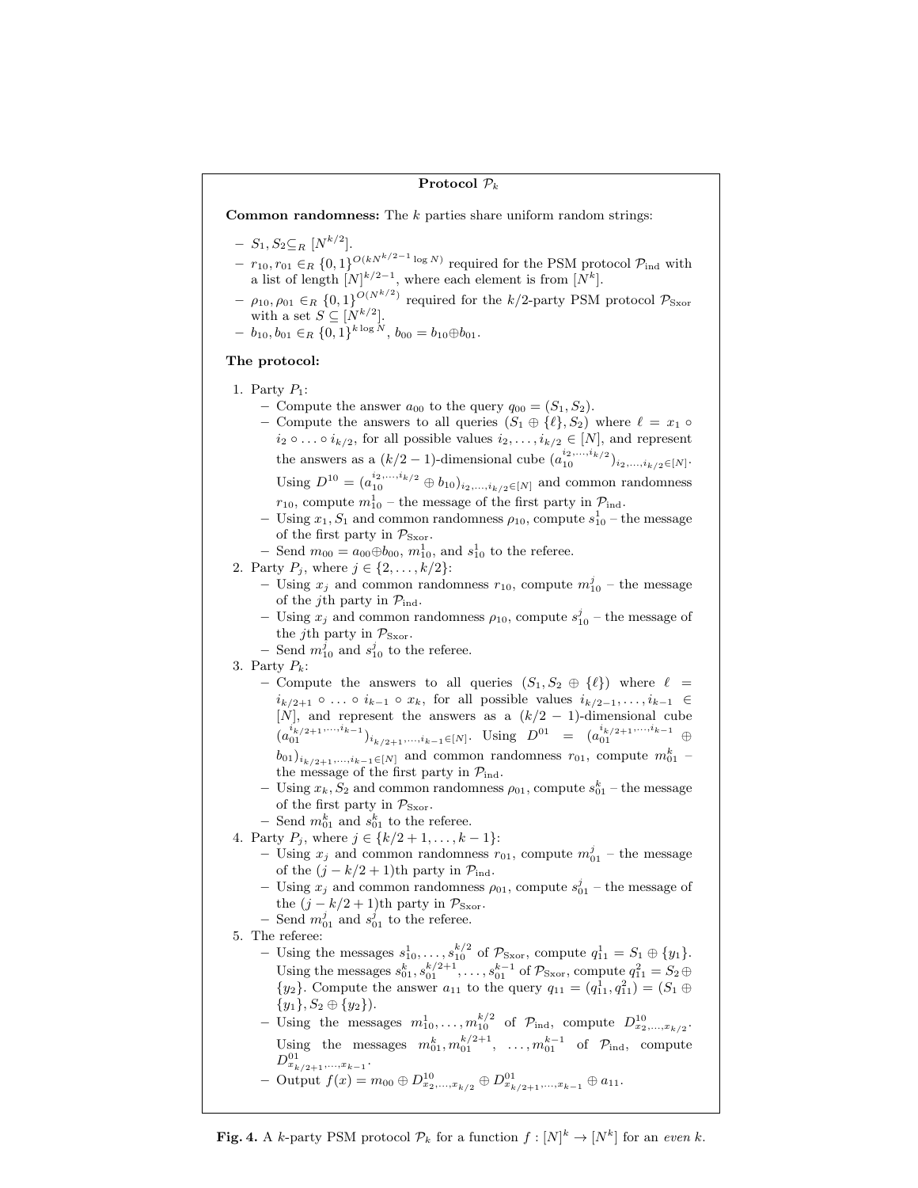**Protocol $\mathcal{P}_k$**

**Common randomness:** The $k$ parties share uniform random strings:

- $S_1, S_2 \subseteq_R [N^{k/2}]$.
- $r_{10}, r_{01} \in_R \{0,1\}^{O(kN^{k/2-1}\log N)}$ required for the PSM protocol $\mathcal{P}_{\text{ind}}$ with a list of length $[N]^{k/2-1}$, where each element is from $[N^k]$.
- $\rho_{10}, \rho_{01} \in_R \{0,1\}^{O(N^{k/2})}$ required for the $k/2$-party PSM protocol $\mathcal{P}_{\text{Sxor}}$ with a set $S \subseteq [N^{k/2}]$.
- $b_{10}, b_{01} \in_R \{0,1\}^{k\log N}$, $b_{00} = b_{10} \oplus b_{01}$.

**The protocol:**

1. Party $P_1$:
   - Compute the answer $a_{00}$ to the query $q_{00} = (S_1, S_2)$.
   - Compute the answers to all queries $(S_1 \oplus \{\ell\}, S_2)$ where $\ell = x_1 \circ i_2 \circ \ldots \circ i_{k/2}$, for all possible values $i_2, \ldots, i_{k/2} \in [N]$, and represent the answers as a $(k/2-1)$-dimensional cube $(a_{10}^{i_2,\ldots,i_{k/2}})_{i_2,\ldots,i_{k/2}\in[N]}$. Using $D^{10} = (a_{10}^{i_2,\ldots,i_{k/2}} \oplus b_{10})_{i_2,\ldots,i_{k/2}\in[N]}$ and common randomness $r_{10}$, compute $m_{10}^1$ – the message of the first party in $\mathcal{P}_{\text{ind}}$.
   - Using $x_1, S_1$ and common randomness $\rho_{10}$, compute $s_{10}^1$ – the message of the first party in $\mathcal{P}_{\text{Sxor}}$.
   - Send $m_{00} = a_{00} \oplus b_{00}$, $m_{10}^1$, and $s_{10}^1$ to the referee.
2. Party $P_j$, where $j \in \{2, \ldots, k/2\}$:
   - Using $x_j$ and common randomness $r_{10}$, compute $m_{10}^j$ – the message of the $j$th party in $\mathcal{P}_{\text{ind}}$.
   - Using $x_j$ and common randomness $\rho_{10}$, compute $s_{10}^j$ – the message of the $j$th party in $\mathcal{P}_{\text{Sxor}}$.
   - Send $m_{10}^j$ and $s_{10}^j$ to the referee.
3. Party $P_k$:
   - Compute the answers to all queries $(S_1, S_2 \oplus \{\ell\})$ where $\ell = i_{k/2+1} \circ \ldots \circ i_{k-1} \circ x_k$, for all possible values $i_{k/2-1}, \ldots, i_{k-1} \in [N]$, and represent the answers as a $(k/2-1)$-dimensional cube $(a_{01}^{i_{k/2+1},\ldots,i_{k-1}})_{i_{k/2+1},\ldots,i_{k-1}\in[N]}$. Using $D^{01} = (a_{01}^{i_{k/2+1},\ldots,i_{k-1}} \oplus b_{01})_{i_{k/2+1},\ldots,i_{k-1}\in[N]}$ and common randomness $r_{01}$, compute $m_{01}^k$ – the message of the first party in $\mathcal{P}_{\text{ind}}$.
   - Using $x_k, S_2$ and common randomness $\rho_{01}$, compute $s_{01}^k$ – the message of the first party in $\mathcal{P}_{\text{Sxor}}$.
   - Send $m_{01}^k$ and $s_{01}^k$ to the referee.
4. Party $P_j$, where $j \in \{k/2+1, \ldots, k-1\}$:
   - Using $x_j$ and common randomness $r_{01}$, compute $m_{01}^j$ – the message of the $(j-k/2+1)$th party in $\mathcal{P}_{\text{ind}}$.
   - Using $x_j$ and common randomness $\rho_{01}$, compute $s_{01}^j$ – the message of the $(j-k/2+1)$th party in $\mathcal{P}_{\text{Sxor}}$.
   - Send $m_{01}^j$ and $s_{01}^j$ to the referee.
5. The referee:
   - Using the messages $s_{10}^1, \ldots, s_{10}^{k/2}$ of $\mathcal{P}_{\text{Sxor}}$, compute $q_{11}^1 = S_1 \oplus \{y_1\}$. Using the messages $s_{01}^k, s_{01}^{k/2+1}, \ldots, s_{01}^{k-1}$ of $\mathcal{P}_{\text{Sxor}}$, compute $q_{11}^2 = S_2 \oplus \{y_2\}$. Compute the answer $a_{11}$ to the query $q_{11} = (q_{11}^1, q_{11}^2) = (S_1 \oplus \{y_1\}, S_2 \oplus \{y_2\})$.
   - Using the messages $m_{10}^1, \ldots, m_{10}^{k/2}$ of $\mathcal{P}_{\text{ind}}$, compute $D_{x_2,\ldots,x_{k/2}}^{10}$. Using the messages $m_{01}^k, m_{01}^{k/2+1}, \ldots, m_{01}^{k-1}$ of $\mathcal{P}_{\text{ind}}$, compute $D_{x_{k/2+1},\ldots,x_{k-1}}^{01}$.
   - Output $f(x) = m_{00} \oplus D_{x_2,\ldots,x_{k/2}}^{10} \oplus D_{x_{k/2+1},\ldots,x_{k-1}}^{01} \oplus a_{11}$.

**Fig. 4.** A $k$-party PSM protocol $\mathcal{P}_k$ for a function $f : [N]^k \to [N^k]$ for an *even* $k$.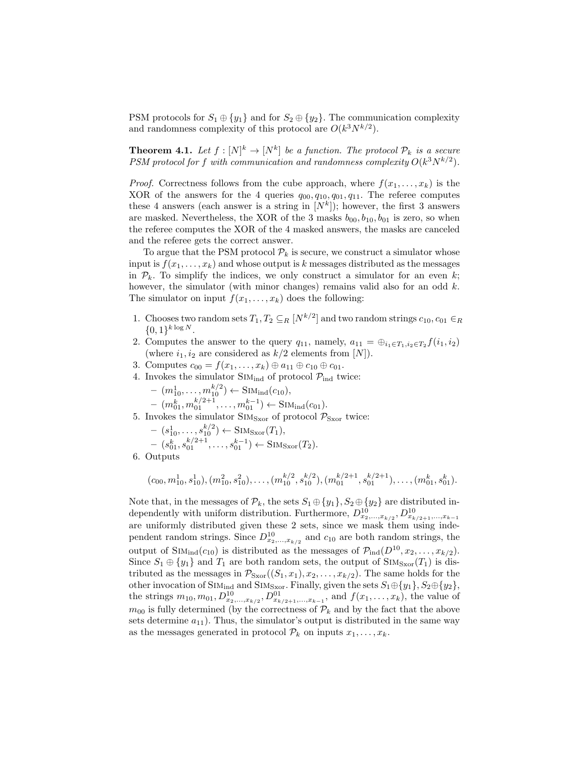PSM protocols for $S_1 \oplus \{y_1\}$ and for $S_2 \oplus \{y_2\}$. The communication complexity and randomness complexity of this protocol are $O(k^3 N^{k/2})$.

**Theorem 4.1.** *Let $f : [N]^k \to [N^k]$ be a function. The protocol $\mathcal{P}_k$ is a secure PSM protocol for $f$ with communication and randomness complexity $O(k^3 N^{k/2})$.*

*Proof.* Correctness follows from the cube approach, where $f(x_1, \ldots, x_k)$ is the XOR of the answers for the 4 queries $q_{00}, q_{10}, q_{01}, q_{11}$. The referee computes these 4 answers (each answer is a string in $[N^k]$); however, the first 3 answers are masked. Nevertheless, the XOR of the 3 masks $b_{00}, b_{10}, b_{01}$ is zero, so when the referee computes the XOR of the 4 masked answers, the masks are canceled and the referee gets the correct answer.

To argue that the PSM protocol $\mathcal{P}_k$ is secure, we construct a simulator whose input is $f(x_1, \ldots, x_k)$ and whose output is $k$ messages distributed as the messages in $\mathcal{P}_k$. To simplify the indices, we only construct a simulator for an even $k$; however, the simulator (with minor changes) remains valid also for an odd $k$. The simulator on input $f(x_1, \ldots, x_k)$ does the following:

1. Chooses two random sets $T_1, T_2 \subseteq_R [N^{k/2}]$ and two random strings $c_{10}, c_{01} \in_R \{0,1\}^{k \log N}$.
2. Computes the answer to the query $q_{11}$, namely, $a_{11} = \oplus_{i_1 \in T_1, i_2 \in T_2} f(i_1, i_2)$ (where $i_1, i_2$ are considered as $k/2$ elements from $[N]$).
3. Computes $c_{00} = f(x_1, \ldots, x_k) \oplus a_{11} \oplus c_{10} \oplus c_{01}$.
4. Invokes the simulator $\text{SIM}_{\text{ind}}$ of protocol $\mathcal{P}_{\text{ind}}$ twice:
   - $(m_{10}^1, \ldots, m_{10}^{k/2}) \leftarrow \text{SIM}_{\text{ind}}(c_{10})$,
   - $(m_{01}^k, m_{01}^{k/2+1}, \ldots, m_{01}^{k-1}) \leftarrow \text{SIM}_{\text{ind}}(c_{01})$.
5. Invokes the simulator $\text{SIM}_{\text{Sxor}}$ of protocol $\mathcal{P}_{\text{Sxor}}$ twice:
   - $(s_{10}^1, \ldots, s_{10}^{k/2}) \leftarrow \text{SIM}_{\text{Sxor}}(T_1)$,
   - $(s_{01}^k, s_{01}^{k/2+1}, \ldots, s_{01}^{k-1}) \leftarrow \text{SIM}_{\text{Sxor}}(T_2)$.
6. Outputs

$$(c_{00}, m_{10}^1, s_{10}^1), (m_{10}^2, s_{10}^2), \ldots, (m_{10}^{k/2}, s_{10}^{k/2}), (m_{01}^{k/2+1}, s_{01}^{k/2+1}), \ldots, (m_{01}^k, s_{01}^k).$$

Note that, in the messages of $\mathcal{P}_k$, the sets $S_1 \oplus \{y_1\}, S_2 \oplus \{y_2\}$ are distributed independently with uniform distribution. Furthermore, $D^{10}_{x_2,\ldots,x_{k/2}}, D^{10}_{x_{k/2+1},\ldots,x_{k-1}}$ are uniformly distributed given these 2 sets, since we mask them using independent random strings. Since $D^{10}_{x_2,\ldots,x_{k/2}}$ and $c_{10}$ are both random strings, the output of $\text{SIM}_{\text{ind}}(c_{10})$ is distributed as the messages of $\mathcal{P}_{\text{ind}}(D^{10}, x_2, \ldots, x_{k/2})$. Since $S_1 \oplus \{y_1\}$ and $T_1$ are both random sets, the output of $\text{SIM}_{\text{Sxor}}(T_1)$ is distributed as the messages in $\mathcal{P}_{\text{Sxor}}((S_1, x_1), x_2, \ldots, x_{k/2})$. The same holds for the other invocation of $\text{SIM}_{\text{ind}}$ and $\text{SIM}_{\text{Sxor}}$. Finally, given the sets $S_1 \oplus \{y_1\}, S_2 \oplus \{y_2\}$, the strings $m_{10}, m_{01}, D^{10}_{x_2,\ldots,x_{k/2}}, D^{01}_{x_{k/2+1},\ldots,x_{k-1}}$, and $f(x_1, \ldots, x_k)$, the value of $m_{00}$ is fully determined (by the correctness of $\mathcal{P}_k$ and by the fact that the above sets determine $a_{11}$). Thus, the simulator's output is distributed in the same way as the messages generated in protocol $\mathcal{P}_k$ on inputs $x_1, \ldots, x_k$.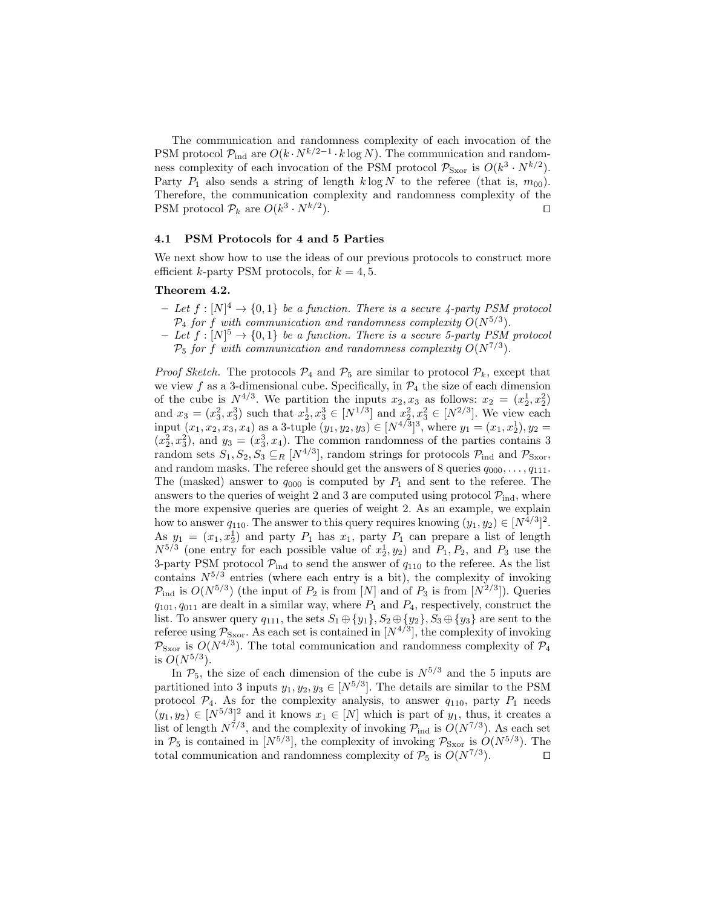The communication and randomness complexity of each invocation of the PSM protocol $\mathcal{P}_{\text{ind}}$ are $O(k \cdot N^{k/2-1} \cdot k \log N)$. The communication and randomness complexity of each invocation of the PSM protocol $\mathcal{P}_{\text{Sxor}}$ is $O(k^3 \cdot N^{k/2})$. Party $P_1$ also sends a string of length $k \log N$ to the referee (that is, $m_{00}$). Therefore, the communication complexity and randomness complexity of the PSM protocol $\mathcal{P}_k$ are $O(k^3 \cdot N^{k/2})$. $\square$

### 4.1 PSM Protocols for 4 and 5 Parties

We next show how to use the ideas of our previous protocols to construct more efficient $k$-party PSM protocols, for $k = 4, 5$.

**Theorem 4.2.**

- *Let $f : [N]^4 \to \{0, 1\}$ be a function. There is a secure 4-party PSM protocol $\mathcal{P}_4$ for $f$ with communication and randomness complexity $O(N^{5/3})$.*
- *Let $f : [N]^5 \to \{0, 1\}$ be a function. There is a secure 5-party PSM protocol $\mathcal{P}_5$ for $f$ with communication and randomness complexity $O(N^{7/3})$.*

*Proof Sketch.* The protocols $\mathcal{P}_4$ and $\mathcal{P}_5$ are similar to protocol $\mathcal{P}_k$, except that we view $f$ as a 3-dimensional cube. Specifically, in $\mathcal{P}_4$ the size of each dimension of the cube is $N^{4/3}$. We partition the inputs $x_2, x_3$ as follows: $x_2 = (x_2^1, x_2^2)$ and $x_3 = (x_3^2, x_3^3)$ such that $x_2^1, x_3^3 \in [N^{1/3}]$ and $x_2^2, x_3^2 \in [N^{2/3}]$. We view each input $(x_1, x_2, x_3, x_4)$ as a 3-tuple $(y_1, y_2, y_3) \in [N^{4/3}]^3$, where $y_1 = (x_1, x_2^1), y_2 = (x_2^2, x_3^2)$, and $y_3 = (x_3^3, x_4)$. The common randomness of the parties contains 3 random sets $S_1, S_2, S_3 \subseteq_R [N^{4/3}]$, random strings for protocols $\mathcal{P}_{\text{ind}}$ and $\mathcal{P}_{\text{Sxor}}$, and random masks. The referee should get the answers of 8 queries $q_{000}, \dots, q_{111}$. The (masked) answer to $q_{000}$ is computed by $P_1$ and sent to the referee. The answers to the queries of weight 2 and 3 are computed using protocol $\mathcal{P}_{\text{ind}}$, where the more expensive queries are queries of weight 2. As an example, we explain how to answer $q_{110}$. The answer to this query requires knowing $(y_1, y_2) \in [N^{4/3}]^2$. As $y_1 = (x_1, x_2^1)$ and party $P_1$ has $x_1$, party $P_1$ can prepare a list of length $N^{5/3}$ (one entry for each possible value of $x_2^1, y_2$) and $P_1, P_2$, and $P_3$ use the 3-party PSM protocol $\mathcal{P}_{\text{ind}}$ to send the answer of $q_{110}$ to the referee. As the list contains $N^{5/3}$ entries (where each entry is a bit), the complexity of invoking $\mathcal{P}_{\text{ind}}$ is $O(N^{5/3})$ (the input of $P_2$ is from $[N]$ and of $P_3$ is from $[N^{2/3}]$). Queries $q_{101}, q_{011}$ are dealt in a similar way, where $P_1$ and $P_4$, respectively, construct the list. To answer query $q_{111}$, the sets $S_1 \oplus \{y_1\}, S_2 \oplus \{y_2\}, S_3 \oplus \{y_3\}$ are sent to the referee using $\mathcal{P}_{\text{Sxor}}$. As each set is contained in $[N^{4/3}]$, the complexity of invoking $\mathcal{P}_{\text{Sxor}}$ is $O(N^{4/3})$. The total communication and randomness complexity of $\mathcal{P}_4$ is $O(N^{5/3})$.

In $\mathcal{P}_5$, the size of each dimension of the cube is $N^{5/3}$ and the 5 inputs are partitioned into 3 inputs $y_1, y_2, y_3 \in [N^{5/3}]$. The details are similar to the PSM protocol $\mathcal{P}_4$. As for the complexity analysis, to answer $q_{110}$, party $P_1$ needs $(y_1, y_2) \in [N^{5/3}]^2$ and it knows $x_1 \in [N]$ which is part of $y_1$, thus, it creates a list of length $N^{7/3}$, and the complexity of invoking $\mathcal{P}_{\text{ind}}$ is $O(N^{7/3})$. As each set in $\mathcal{P}_5$ is contained in $[N^{5/3}]$, the complexity of invoking $\mathcal{P}_{\text{Sxor}}$ is $O(N^{5/3})$. The total communication and randomness complexity of $\mathcal{P}_5$ is $O(N^{7/3})$. $\square$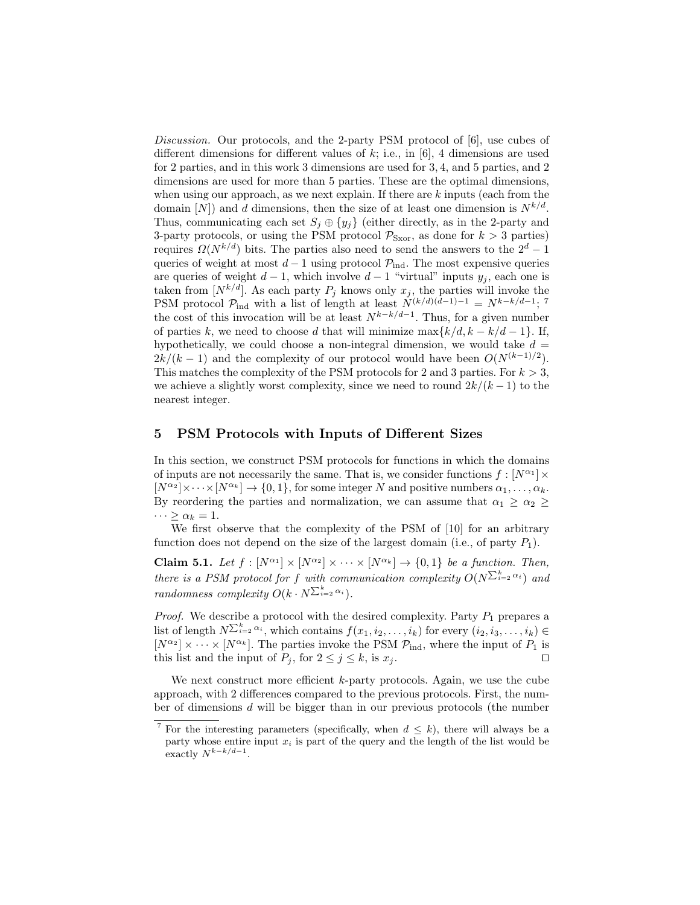*Discussion.* Our protocols, and the 2-party PSM protocol of [6], use cubes of different dimensions for different values of $k$; i.e., in [6], 4 dimensions are used for 2 parties, and in this work 3 dimensions are used for 3, 4, and 5 parties, and 2 dimensions are used for more than 5 parties. These are the optimal dimensions, when using our approach, as we next explain. If there are $k$ inputs (each from the domain $[N]$) and $d$ dimensions, then the size of at least one dimension is $N^{k/d}$. Thus, communicating each set $S_j \oplus \{y_j\}$ (either directly, as in the 2-party and 3-party protocols, or using the PSM protocol $\mathcal{P}_{\text{Sxor}}$, as done for $k > 3$ parties) requires $\Omega(N^{k/d})$ bits. The parties also need to send the answers to the $2^d - 1$ queries of weight at most $d-1$ using protocol $\mathcal{P}_{\text{ind}}$. The most expensive queries are queries of weight $d-1$, which involve $d-1$ "virtual" inputs $y_j$, each one is taken from $[N^{k/d}]$. As each party $P_j$ knows only $x_j$, the parties will invoke the PSM protocol $\mathcal{P}_{\text{ind}}$ with a list of length at least $N^{(k/d)(d-1)-1} = N^{k-k/d-1}$; [7] the cost of this invocation will be at least $N^{k-k/d-1}$. Thus, for a given number of parties $k$, we need to choose $d$ that will minimize $\max\{k/d, k-k/d-1\}$. If, hypothetically, we could choose a non-integral dimension, we would take $d = 2k/(k-1)$ and the complexity of our protocol would have been $O(N^{(k-1)/2})$. This matches the complexity of the PSM protocols for 2 and 3 parties. For $k > 3$, we achieve a slightly worst complexity, since we need to round $2k/(k-1)$ to the nearest integer.

## 5 PSM Protocols with Inputs of Different Sizes

In this section, we construct PSM protocols for functions in which the domains of inputs are not necessarily the same. That is, we consider functions $f : [N^{\alpha_1}] \times [N^{\alpha_2}] \times \cdots \times [N^{\alpha_k}] \to \{0,1\}$, for some integer $N$ and positive numbers $\alpha_1, \ldots, \alpha_k$. By reordering the parties and normalization, we can assume that $\alpha_1 \geq \alpha_2 \geq \cdots \geq \alpha_k = 1$.

We first observe that the complexity of the PSM of [10] for an arbitrary function does not depend on the size of the largest domain (i.e., of party $P_1$).

**Claim 5.1.** *Let $f : [N^{\alpha_1}] \times [N^{\alpha_2}] \times \cdots \times [N^{\alpha_k}] \to \{0,1\}$ be a function. Then, there is a PSM protocol for $f$ with communication complexity $O(N^{\sum_{i=2}^{k} \alpha_i})$ and randomness complexity $O(k \cdot N^{\sum_{i=2}^{k} \alpha_i})$.*

*Proof.* We describe a protocol with the desired complexity. Party $P_1$ prepares a list of length $N^{\sum_{i=2}^{k} \alpha_i}$, which contains $f(x_1, i_2, \ldots, i_k)$ for every $(i_2, i_3, \ldots, i_k) \in [N^{\alpha_2}] \times \cdots \times [N^{\alpha_k}]$. The parties invoke the PSM $\mathcal{P}_{\text{ind}}$, where the input of $P_1$ is this list and the input of $P_j$, for $2 \leq j \leq k$, is $x_j$. ◻

We next construct more efficient $k$-party protocols. Again, we use the cube approach, with 2 differences compared to the previous protocols. First, the number of dimensions $d$ will be bigger than in our previous protocols (the number

[7] For the interesting parameters (specifically, when $d \leq k$), there will always be a party whose entire input $x_i$ is part of the query and the length of the list would be exactly $N^{k-k/d-1}$.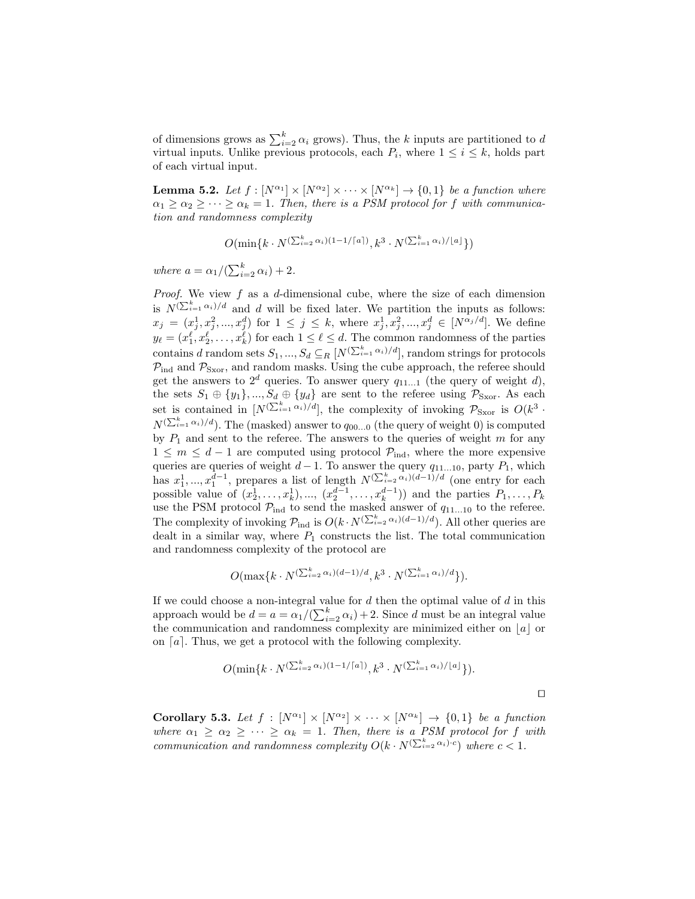of dimensions grows as $\sum_{i=2}^{k} \alpha_i$ grows). Thus, the $k$ inputs are partitioned to $d$ virtual inputs. Unlike previous protocols, each $P_i$, where $1 \leq i \leq k$, holds part of each virtual input.

**Lemma 5.2.** *Let $f : [N^{\alpha_1}] \times [N^{\alpha_2}] \times \cdots \times [N^{\alpha_k}] \to \{0,1\}$ be a function where $\alpha_1 \geq \alpha_2 \geq \cdots \geq \alpha_k = 1$. Then, there is a PSM protocol for $f$ with communication and randomness complexity*

$$O(\min\{k \cdot N^{(\sum_{i=2}^{k} \alpha_i)(1-1/\lceil a \rceil)}, k^3 \cdot N^{(\sum_{i=1}^{k} \alpha_i)/\lfloor a \rfloor}\})$$

*where $a = \alpha_1/(\sum_{i=2}^{k} \alpha_i) + 2$.*

*Proof.* We view $f$ as a $d$-dimensional cube, where the size of each dimension is $N^{(\sum_{i=1}^{k} \alpha_i)/d}$ and $d$ will be fixed later. We partition the inputs as follows: $x_j = (x_j^1, x_j^2, ..., x_j^d)$ for $1 \leq j \leq k$, where $x_j^1, x_j^2, ..., x_j^d \in [N^{\alpha_j/d}]$. We define $y_\ell = (x_1^\ell, x_2^\ell, \ldots, x_k^\ell)$ for each $1 \leq \ell \leq d$. The common randomness of the parties contains $d$ random sets $S_1, ..., S_d \subseteq_R [N^{(\sum_{i=1}^{k} \alpha_i)/d}]$, random strings for protocols $\mathcal{P}_{\text{ind}}$ and $\mathcal{P}_{\text{Sxor}}$, and random masks. Using the cube approach, the referee should get the answers to $2^d$ queries. To answer query $q_{11\ldots1}$ (the query of weight $d$), the sets $S_1 \oplus \{y_1\}, ..., S_d \oplus \{y_d\}$ are sent to the referee using $\mathcal{P}_{\text{Sxor}}$. As each set is contained in $[N^{(\sum_{i=1}^{k} \alpha_i)/d}]$, the complexity of invoking $\mathcal{P}_{\text{Sxor}}$ is $O(k^3 \cdot N^{(\sum_{i=1}^{k} \alpha_i)/d})$. The (masked) answer to $q_{00\ldots0}$ (the query of weight 0) is computed by $P_1$ and sent to the referee. The answers to the queries of weight $m$ for any $1 \leq m \leq d-1$ are computed using protocol $\mathcal{P}_{\text{ind}}$, where the more expensive queries are queries of weight $d-1$. To answer the query $q_{11\ldots10}$, party $P_1$, which has $x_1^1, ..., x_1^{d-1}$, prepares a list of length $N^{(\sum_{i=2}^{k} \alpha_i)(d-1)/d}$ (one entry for each possible value of $(x_2^1, \ldots, x_k^1), ..., (x_2^{d-1}, \ldots, x_k^{d-1})$) and the parties $P_1, \ldots, P_k$ use the PSM protocol $\mathcal{P}_{\text{ind}}$ to send the masked answer of $q_{11\ldots10}$ to the referee. The complexity of invoking $\mathcal{P}_{\text{ind}}$ is $O(k \cdot N^{(\sum_{i=2}^{k} \alpha_i)(d-1)/d})$. All other queries are dealt in a similar way, where $P_1$ constructs the list. The total communication and randomness complexity of the protocol are

$$O(\max\{k \cdot N^{(\sum_{i=2}^{k} \alpha_i)(d-1)/d}, k^3 \cdot N^{(\sum_{i=1}^{k} \alpha_i)/d}\}).$$

If we could choose a non-integral value for $d$ then the optimal value of $d$ in this approach would be $d = a = \alpha_1/(\sum_{i=2}^{k} \alpha_i) + 2$. Since $d$ must be an integral value the communication and randomness complexity are minimized either on $\lfloor a \rfloor$ or on $\lceil a \rceil$. Thus, we get a protocol with the following complexity.

$$O(\min\{k \cdot N^{(\sum_{i=2}^{k} \alpha_i)(1-1/\lceil a \rceil)}, k^3 \cdot N^{(\sum_{i=1}^{k} \alpha_i)/\lfloor a \rfloor}\}).$$

□

**Corollary 5.3.** *Let $f : [N^{\alpha_1}] \times [N^{\alpha_2}] \times \cdots \times [N^{\alpha_k}] \to \{0,1\}$ be a function where $\alpha_1 \geq \alpha_2 \geq \cdots \geq \alpha_k = 1$. Then, there is a PSM protocol for $f$ with communication and randomness complexity $O(k \cdot N^{(\sum_{i=2}^{k} \alpha_i) \cdot c})$ where $c < 1$.*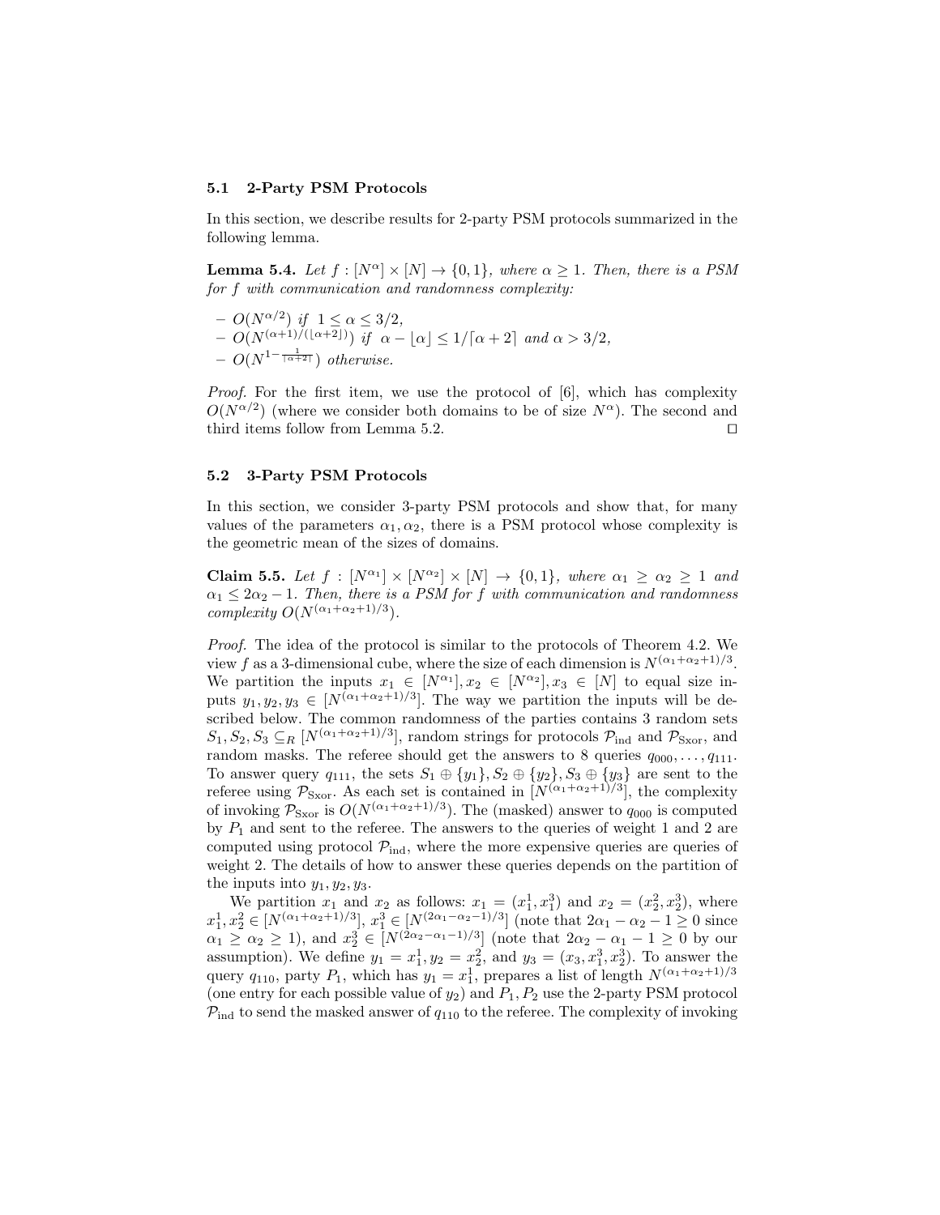### 5.1 2-Party PSM Protocols

In this section, we describe results for 2-party PSM protocols summarized in the following lemma.

**Lemma 5.4.** *Let $f : [N^\alpha] \times [N] \to \{0,1\}$, where $\alpha \geq 1$. Then, there is a PSM for $f$ with communication and randomness complexity:*

- $O(N^{\alpha/2})$ *if* $1 \leq \alpha \leq 3/2$,
- $O(N^{(\alpha+1)/(\lfloor \alpha+2 \rfloor)})$ *if* $\alpha - \lfloor \alpha \rfloor \leq 1/\lceil \alpha + 2 \rceil$ *and* $\alpha > 3/2$,
- $O(N^{1-\frac{1}{\lceil \alpha+2 \rceil}})$ *otherwise.*

*Proof.* For the first item, we use the protocol of [6], which has complexity $O(N^{\alpha/2})$ (where we consider both domains to be of size $N^\alpha$). The second and third items follow from Lemma 5.2. ◻

### 5.2 3-Party PSM Protocols

In this section, we consider 3-party PSM protocols and show that, for many values of the parameters $\alpha_1, \alpha_2$, there is a PSM protocol whose complexity is the geometric mean of the sizes of domains.

**Claim 5.5.** *Let $f : [N^{\alpha_1}] \times [N^{\alpha_2}] \times [N] \to \{0,1\}$, where $\alpha_1 \geq \alpha_2 \geq 1$ and $\alpha_1 \leq 2\alpha_2 - 1$. Then, there is a PSM for $f$ with communication and randomness complexity $O(N^{(\alpha_1+\alpha_2+1)/3})$.*

*Proof.* The idea of the protocol is similar to the protocols of Theorem 4.2. We view $f$ as a 3-dimensional cube, where the size of each dimension is $N^{(\alpha_1+\alpha_2+1)/3}$. We partition the inputs $x_1 \in [N^{\alpha_1}], x_2 \in [N^{\alpha_2}], x_3 \in [N]$ to equal size inputs $y_1, y_2, y_3 \in [N^{(\alpha_1+\alpha_2+1)/3}]$. The way we partition the inputs will be described below. The common randomness of the parties contains 3 random sets $S_1, S_2, S_3 \subseteq_R [N^{(\alpha_1+\alpha_2+1)/3}]$, random strings for protocols $\mathcal{P}_{\text{ind}}$ and $\mathcal{P}_{\text{Sxor}}$, and random masks. The referee should get the answers to 8 queries $q_{000}, \ldots, q_{111}$. To answer query $q_{111}$, the sets $S_1 \oplus \{y_1\}, S_2 \oplus \{y_2\}, S_3 \oplus \{y_3\}$ are sent to the referee using $\mathcal{P}_{\text{Sxor}}$. As each set is contained in $[N^{(\alpha_1+\alpha_2+1)/3}]$, the complexity of invoking $\mathcal{P}_{\text{Sxor}}$ is $O(N^{(\alpha_1+\alpha_2+1)/3})$. The (masked) answer to $q_{000}$ is computed by $P_1$ and sent to the referee. The answers to the queries of weight 1 and 2 are computed using protocol $\mathcal{P}_{\text{ind}}$, where the more expensive queries are queries of weight 2. The details of how to answer these queries depends on the partition of the inputs into $y_1, y_2, y_3$.

We partition $x_1$ and $x_2$ as follows: $x_1 = (x_1^1, x_1^3)$ and $x_2 = (x_2^2, x_2^3)$, where $x_1^1, x_2^2 \in [N^{(\alpha_1+\alpha_2+1)/3}]$, $x_1^3 \in [N^{(2\alpha_1-\alpha_2-1)/3}]$ (note that $2\alpha_1 - \alpha_2 - 1 \geq 0$ since $\alpha_1 \geq \alpha_2 \geq 1$), and $x_2^3 \in [N^{(2\alpha_2-\alpha_1-1)/3}]$ (note that $2\alpha_2 - \alpha_1 - 1 \geq 0$ by our assumption). We define $y_1 = x_1^1, y_2 = x_2^2$, and $y_3 = (x_3, x_1^3, x_2^3)$. To answer the query $q_{110}$, party $P_1$, which has $y_1 = x_1^1$, prepares a list of length $N^{(\alpha_1+\alpha_2+1)/3}$ (one entry for each possible value of $y_2$) and $P_1, P_2$ use the 2-party PSM protocol $\mathcal{P}_{\text{ind}}$ to send the masked answer of $q_{110}$ to the referee. The complexity of invoking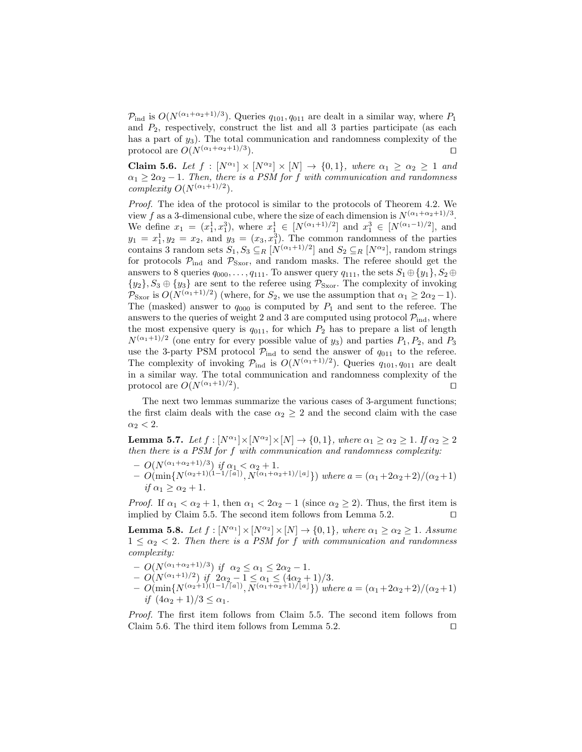$\mathcal{P}_{\text{ind}}$ is $O(N^{(\alpha_1+\alpha_2+1)/3})$. Queries $q_{101}, q_{011}$ are dealt in a similar way, where $P_1$ and $P_2$, respectively, construct the list and all 3 parties participate (as each has a part of $y_3$). The total communication and randomness complexity of the protocol are $O(N^{(\alpha_1+\alpha_2+1)/3})$. $\square$

**Claim 5.6.** *Let $f : [N^{\alpha_1}] \times [N^{\alpha_2}] \times [N] \to \{0,1\}$, where $\alpha_1 \geq \alpha_2 \geq 1$ and $\alpha_1 \geq 2\alpha_2 - 1$. Then, there is a PSM for $f$ with communication and randomness complexity $O(N^{(\alpha_1+1)/2})$.*

*Proof.* The idea of the protocol is similar to the protocols of Theorem 4.2. We view $f$ as a 3-dimensional cube, where the size of each dimension is $N^{(\alpha_1+\alpha_2+1)/3}$. We define $x_1 = (x_1^1, x_1^3)$, where $x_1^1 \in [N^{(\alpha_1+1)/2}]$ and $x_1^3 \in [N^{(\alpha_1-1)/2}]$, and $y_1 = x_1^1, y_2 = x_2$, and $y_3 = (x_3, x_1^3)$. The common randomness of the parties contains 3 random sets $S_1, S_3 \subseteq_R [N^{(\alpha_1+1)/2}]$ and $S_2 \subseteq_R [N^{\alpha_2}]$, random strings for protocols $\mathcal{P}_{\text{ind}}$ and $\mathcal{P}_{\text{Sxor}}$, and random masks. The referee should get the answers to 8 queries $q_{000}, \ldots, q_{111}$. To answer query $q_{111}$, the sets $S_1 \oplus \{y_1\}, S_2 \oplus \{y_2\}, S_3 \oplus \{y_3\}$ are sent to the referee using $\mathcal{P}_{\text{Sxor}}$. The complexity of invoking $\mathcal{P}_{\text{Sxor}}$ is $O(N^{(\alpha_1+1)/2})$ (where, for $S_2$, we use the assumption that $\alpha_1 \geq 2\alpha_2 - 1$). The (masked) answer to $q_{000}$ is computed by $P_1$ and sent to the referee. The answers to the queries of weight 2 and 3 are computed using protocol $\mathcal{P}_{\text{ind}}$, where the most expensive query is $q_{011}$, for which $P_2$ has to prepare a list of length $N^{(\alpha_1+1)/2}$ (one entry for every possible value of $y_3$) and parties $P_1, P_2$, and $P_3$ use the 3-party PSM protocol $\mathcal{P}_{\text{ind}}$ to send the answer of $q_{011}$ to the referee. The complexity of invoking $\mathcal{P}_{\text{ind}}$ is $O(N^{(\alpha_1+1)/2})$. Queries $q_{101}, q_{011}$ are dealt in a similar way. The total communication and randomness complexity of the protocol are $O(N^{(\alpha_1+1)/2})$. $\square$

The next two lemmas summarize the various cases of 3-argument functions; the first claim deals with the case $\alpha_2 \geq 2$ and the second claim with the case $\alpha_2 < 2$.

**Lemma 5.7.** *Let $f : [N^{\alpha_1}] \times [N^{\alpha_2}] \times [N] \to \{0,1\}$, where $\alpha_1 \geq \alpha_2 \geq 1$. If $\alpha_2 \geq 2$ then there is a PSM for $f$ with communication and randomness complexity:*

- $O(N^{(\alpha_1+\alpha_2+1)/3})$ *if* $\alpha_1 < \alpha_2 + 1$.
- $O(\min\{N^{(\alpha_2+1)(1-1/\lceil a \rceil)}, N^{(\alpha_1+\alpha_2+1)/\lfloor a \rfloor}\})$ *where* $a = (\alpha_1 + 2\alpha_2 + 2)/(\alpha_2 + 1)$ *if* $\alpha_1 \geq \alpha_2 + 1$.

*Proof.* If $\alpha_1 < \alpha_2 + 1$, then $\alpha_1 < 2\alpha_2 - 1$ (since $\alpha_2 \geq 2$). Thus, the first item is implied by Claim 5.5. The second item follows from Lemma 5.2. $\square$

**Lemma 5.8.** *Let $f : [N^{\alpha_1}] \times [N^{\alpha_2}] \times [N] \to \{0,1\}$, where $\alpha_1 \geq \alpha_2 \geq 1$. Assume $1 \leq \alpha_2 < 2$. Then there is a PSM for $f$ with communication and randomness complexity:*

- $O(N^{(\alpha_1+\alpha_2+1)/3})$ *if* $\alpha_2 \leq \alpha_1 \leq 2\alpha_2 - 1$.
- $O(N^{(\alpha_1+1)/2})$ *if* $2\alpha_2 - 1 \leq \alpha_1 \leq (4\alpha_2 + 1)/3$.
- $O(\min\{N^{(\alpha_2+1)(1-1/\lceil a \rceil)}, N^{(\alpha_1+\alpha_2+1)/\lfloor a \rfloor}\})$ *where* $a = (\alpha_1 + 2\alpha_2 + 2)/(\alpha_2 + 1)$ *if* $(4\alpha_2 + 1)/3 \leq \alpha_1$.

*Proof.* The first item follows from Claim 5.5. The second item follows from Claim 5.6. The third item follows from Lemma 5.2. $\square$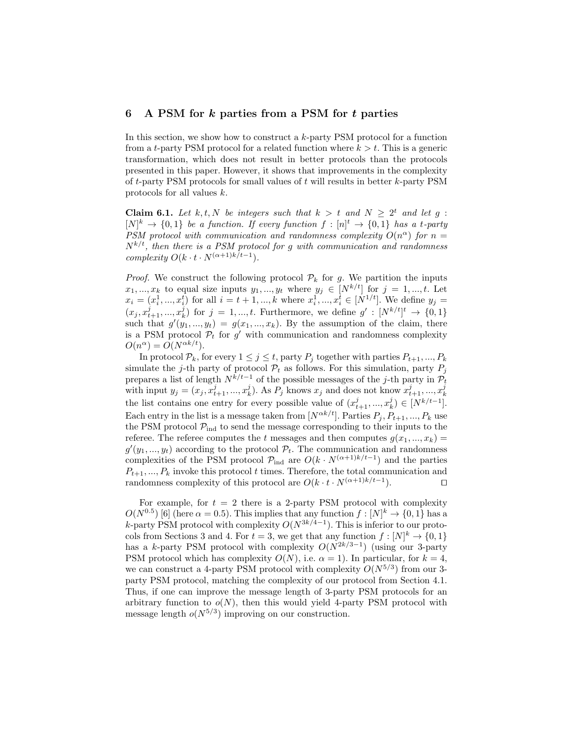## 6 A PSM for $k$ parties from a PSM for $t$ parties

In this section, we show how to construct a $k$-party PSM protocol for a function from a $t$-party PSM protocol for a related function where $k > t$. This is a generic transformation, which does not result in better protocols than the protocols presented in this paper. However, it shows that improvements in the complexity of $t$-party PSM protocols for small values of $t$ will results in better $k$-party PSM protocols for all values $k$.

**Claim 6.1.** *Let $k, t, N$ be integers such that $k > t$ and $N \geq 2^t$ and let $g : [N]^k \to \{0, 1\}$ be a function. If every function $f : [n]^t \to \{0, 1\}$ has a $t$-party PSM protocol with communication and randomness complexity $O(n^\alpha)$ for $n = N^{k/t}$, then there is a PSM protocol for $g$ with communication and randomness complexity $O(k \cdot t \cdot N^{(\alpha+1)k/t-1})$.*

*Proof.* We construct the following protocol $\mathcal{P}_k$ for $g$. We partition the inputs $x_1, ..., x_k$ to equal size inputs $y_1, ..., y_t$ where $y_j \in [N^{k/t}]$ for $j = 1, ..., t$. Let $x_i = (x_i^1, ..., x_i^t)$ for all $i = t+1, ..., k$ where $x_i^1, ..., x_i^t \in [N^{1/t}]$. We define $y_j = (x_j, x_{t+1}^j, ..., x_k^j)$ for $j = 1, ..., t$. Furthermore, we define $g' : [N^{k/t}]^t \to \{0, 1\}$ such that $g'(y_1, ..., y_t) = g(x_1, ..., x_k)$. By the assumption of the claim, there is a PSM protocol $\mathcal{P}_t$ for $g'$ with communication and randomness complexity $O(n^\alpha) = O(N^{\alpha k/t})$.

In protocol $\mathcal{P}_k$, for every $1 \leq j \leq t$, party $P_j$ together with parties $P_{t+1}, ..., P_k$ simulate the $j$-th party of protocol $\mathcal{P}_t$ as follows. For this simulation, party $P_j$ prepares a list of length $N^{k/t-1}$ of the possible messages of the $j$-th party in $\mathcal{P}_t$ with input $y_j = (x_j, x_{t+1}^j, ..., x_k^j)$. As $P_j$ knows $x_j$ and does not know $x_{t+1}^j, ..., x_k^j$ the list contains one entry for every possible value of $(x_{t+1}^j, ..., x_k^j) \in [N^{k/t-1}]$. Each entry in the list is a message taken from $[N^{\alpha k/t}]$. Parties $P_j, P_{t+1}, ..., P_k$ use the PSM protocol $\mathcal{P}_{\text{ind}}$ to send the message corresponding to their inputs to the referee. The referee computes the $t$ messages and then computes $g(x_1, ..., x_k) = g'(y_1, ..., y_t)$ according to the protocol $\mathcal{P}_t$. The communication and randomness complexities of the PSM protocol $\mathcal{P}_{\text{ind}}$ are $O(k \cdot N^{(\alpha+1)k/t-1})$ and the parties $P_{t+1}, ..., P_k$ invoke this protocol $t$ times. Therefore, the total communication and randomness complexity of this protocol are $O(k \cdot t \cdot N^{(\alpha+1)k/t-1})$. $\square$

For example, for $t = 2$ there is a 2-party PSM protocol with complexity $O(N^{0.5})$ [6] (here $\alpha = 0.5$). This implies that any function $f : [N]^k \to \{0, 1\}$ has a $k$-party PSM protocol with complexity $O(N^{3k/4-1})$. This is inferior to our protocols from Sections 3 and 4. For $t = 3$, we get that any function $f : [N]^k \to \{0, 1\}$ has a $k$-party PSM protocol with complexity $O(N^{2k/3-1})$ (using our 3-party PSM protocol which has complexity $O(N)$, i.e. $\alpha = 1$). In particular, for $k = 4$, we can construct a 4-party PSM protocol with complexity $O(N^{5/3})$ from our 3-party PSM protocol, matching the complexity of our protocol from Section 4.1. Thus, if one can improve the message length of 3-party PSM protocols for an arbitrary function to $o(N)$, then this would yield 4-party PSM protocol with message length $o(N^{5/3})$ improving on our construction.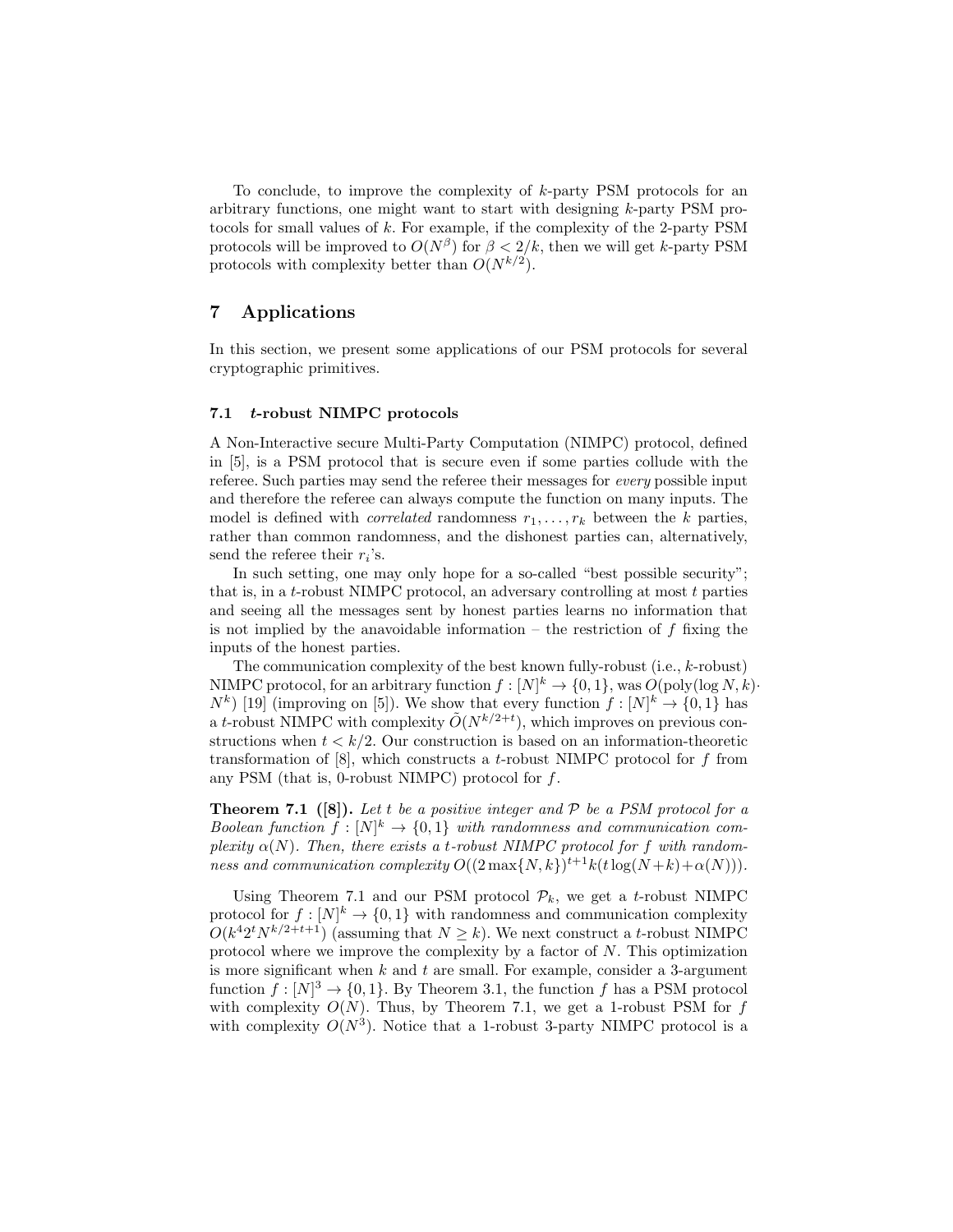To conclude, to improve the complexity of $k$-party PSM protocols for an arbitrary functions, one might want to start with designing $k$-party PSM protocols for small values of $k$. For example, if the complexity of the 2-party PSM protocols will be improved to $O(N^{\beta})$ for $\beta < 2/k$, then we will get $k$-party PSM protocols with complexity better than $O(N^{k/2})$.

## 7 Applications

In this section, we present some applications of our PSM protocols for several cryptographic primitives.

### 7.1 $t$-robust NIMPC protocols

A Non-Interactive secure Multi-Party Computation (NIMPC) protocol, defined in [5], is a PSM protocol that is secure even if some parties collude with the referee. Such parties may send the referee their messages for *every* possible input and therefore the referee can always compute the function on many inputs. The model is defined with *correlated* randomness $r_1, \ldots, r_k$ between the $k$ parties, rather than common randomness, and the dishonest parties can, alternatively, send the referee their $r_i$'s.

In such setting, one may only hope for a so-called "best possible security"; that is, in a $t$-robust NIMPC protocol, an adversary controlling at most $t$ parties and seeing all the messages sent by honest parties learns no information that is not implied by the anavoidable information – the restriction of $f$ fixing the inputs of the honest parties.

The communication complexity of the best known fully-robust (i.e., $k$-robust) NIMPC protocol, for an arbitrary function $f : [N]^k \rightarrow \{0, 1\}$, was $O(\text{poly}(\log N, k) \cdot N^k)$ [19] (improving on [5]). We show that every function $f : [N]^k \rightarrow \{0, 1\}$ has a $t$-robust NIMPC with complexity $\tilde{O}(N^{k/2+t})$, which improves on previous constructions when $t < k/2$. Our construction is based on an information-theoretic transformation of [8], which constructs a $t$-robust NIMPC protocol for $f$ from any PSM (that is, 0-robust NIMPC) protocol for $f$.

**Theorem 7.1 ([8]).** *Let $t$ be a positive integer and $\mathcal{P}$ be a PSM protocol for a Boolean function $f : [N]^k \rightarrow \{0, 1\}$ with randomness and communication complexity $\alpha(N)$. Then, there exists a $t$-robust NIMPC protocol for $f$ with randomness and communication complexity $O((2 \max\{N, k\})^{t+1} k(t \log(N+k) + \alpha(N)))$.*

Using Theorem 7.1 and our PSM protocol $\mathcal{P}_k$, we get a $t$-robust NIMPC protocol for $f : [N]^k \rightarrow \{0, 1\}$ with randomness and communication complexity $O(k^4 2^t N^{k/2+t+1})$ (assuming that $N \geq k$). We next construct a $t$-robust NIMPC protocol where we improve the complexity by a factor of $N$. This optimization is more significant when $k$ and $t$ are small. For example, consider a 3-argument function $f : [N]^3 \rightarrow \{0, 1\}$. By Theorem 3.1, the function $f$ has a PSM protocol with complexity $O(N)$. Thus, by Theorem 7.1, we get a 1-robust PSM for $f$ with complexity $O(N^3)$. Notice that a 1-robust 3-party NIMPC protocol is a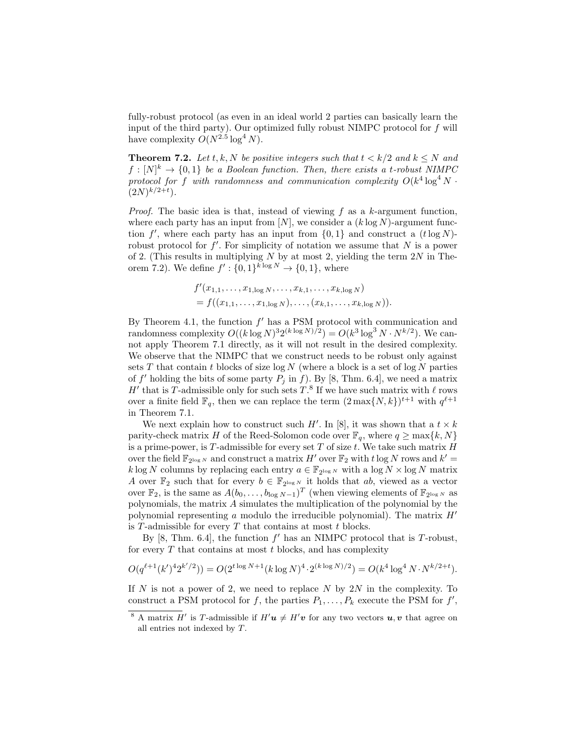fully-robust protocol (as even in an ideal world 2 parties can basically learn the input of the third party). Our optimized fully robust NIMPC protocol for $f$ will have complexity $O(N^{2.5}\log^4 N)$.

**Theorem 7.2.** *Let $t, k, N$ be positive integers such that $t < k/2$ and $k \leq N$ and $f : [N]^k \to \{0,1\}$ be a Boolean function. Then, there exists a $t$-robust NIMPC protocol for $f$ with randomness and communication complexity $O(k^4 \log^4 N \cdot (2N)^{k/2+t})$.*

*Proof.* The basic idea is that, instead of viewing $f$ as a $k$-argument function, where each party has an input from $[N]$, we consider a $(k \log N)$-argument function $f'$, where each party has an input from $\{0,1\}$ and construct a $(t \log N)$-robust protocol for $f'$. For simplicity of notation we assume that $N$ is a power of 2. (This results in multiplying $N$ by at most 2, yielding the term $2N$ in Theorem 7.2). We define $f' : \{0,1\}^{k \log N} \to \{0,1\}$, where

$$
\begin{aligned}
&f'(x_{1,1}, \ldots, x_{1,\log N}, \ldots, x_{k,1}, \ldots, x_{k,\log N}) \\
&= f((x_{1,1}, \ldots, x_{1,\log N}), \ldots, (x_{k,1}, \ldots, x_{k,\log N})).
\end{aligned}
$$

By Theorem 4.1, the function $f'$ has a PSM protocol with communication and randomness complexity $O((k \log N)^3 2^{(k \log N)/2}) = O(k^3 \log^3 N \cdot N^{k/2})$. We cannot apply Theorem 7.1 directly, as it will not result in the desired complexity. We observe that the NIMPC that we construct needs to be robust only against sets $T$ that contain $t$ blocks of size $\log N$ (where a block is a set of $\log N$ parties of $f'$ holding the bits of some party $P_j$ in $f$). By [8, Thm. 6.4], we need a matrix $H'$ that is $T$-admissible only for such sets $T$.[8] If we have such matrix with $\ell$ rows over a finite field $\mathbb{F}_q$, then we can replace the term $(2\max\{N,k\})^{t+1}$ with $q^{\ell+1}$ in Theorem 7.1.

We next explain how to construct such $H'$. In [8], it was shown that a $t \times k$ parity-check matrix $H$ of the Reed-Solomon code over $\mathbb{F}_q$, where $q \geq \max\{k, N\}$ is a prime-power, is $T$-admissible for every set $T$ of size $t$. We take such matrix $H$ over the field $\mathbb{F}_{2^{\log N}}$ and construct a matrix $H'$ over $\mathbb{F}_2$ with $t \log N$ rows and $k' = k \log N$ columns by replacing each entry $a \in \mathbb{F}_{2^{\log N}}$ with a $\log N \times \log N$ matrix $A$ over $\mathbb{F}_2$ such that for every $b \in \mathbb{F}_{2^{\log N}}$ it holds that $ab$, viewed as a vector over $\mathbb{F}_2$, is the same as $A(b_0, \ldots, b_{\log N - 1})^T$ (when viewing elements of $\mathbb{F}_{2^{\log N}}$ as polynomials, the matrix $A$ simulates the multiplication of the polynomial by the polynomial representing $a$ modulo the irreducible polynomial). The matrix $H'$ is $T$-admissible for every $T$ that contains at most $t$ blocks.

By [8, Thm. 6.4], the function $f'$ has an NIMPC protocol that is $T$-robust, for every $T$ that contains at most $t$ blocks, and has complexity

$$
O(q^{\ell+1}(k')^4 2^{k'/2})) = O(2^{t \log N + 1}(k \log N)^4 \cdot 2^{(k \log N)/2}) = O(k^4 \log^4 N \cdot N^{k/2+t}).
$$

If $N$ is not a power of 2, we need to replace $N$ by $2N$ in the complexity. To construct a PSM protocol for $f$, the parties $P_1, \ldots, P_k$ execute the PSM for $f'$,

[8] A matrix $H'$ is $T$-admissible if $H'\boldsymbol{u} \neq H'\boldsymbol{v}$ for any two vectors $\boldsymbol{u}, \boldsymbol{v}$ that agree on all entries not indexed by $T$.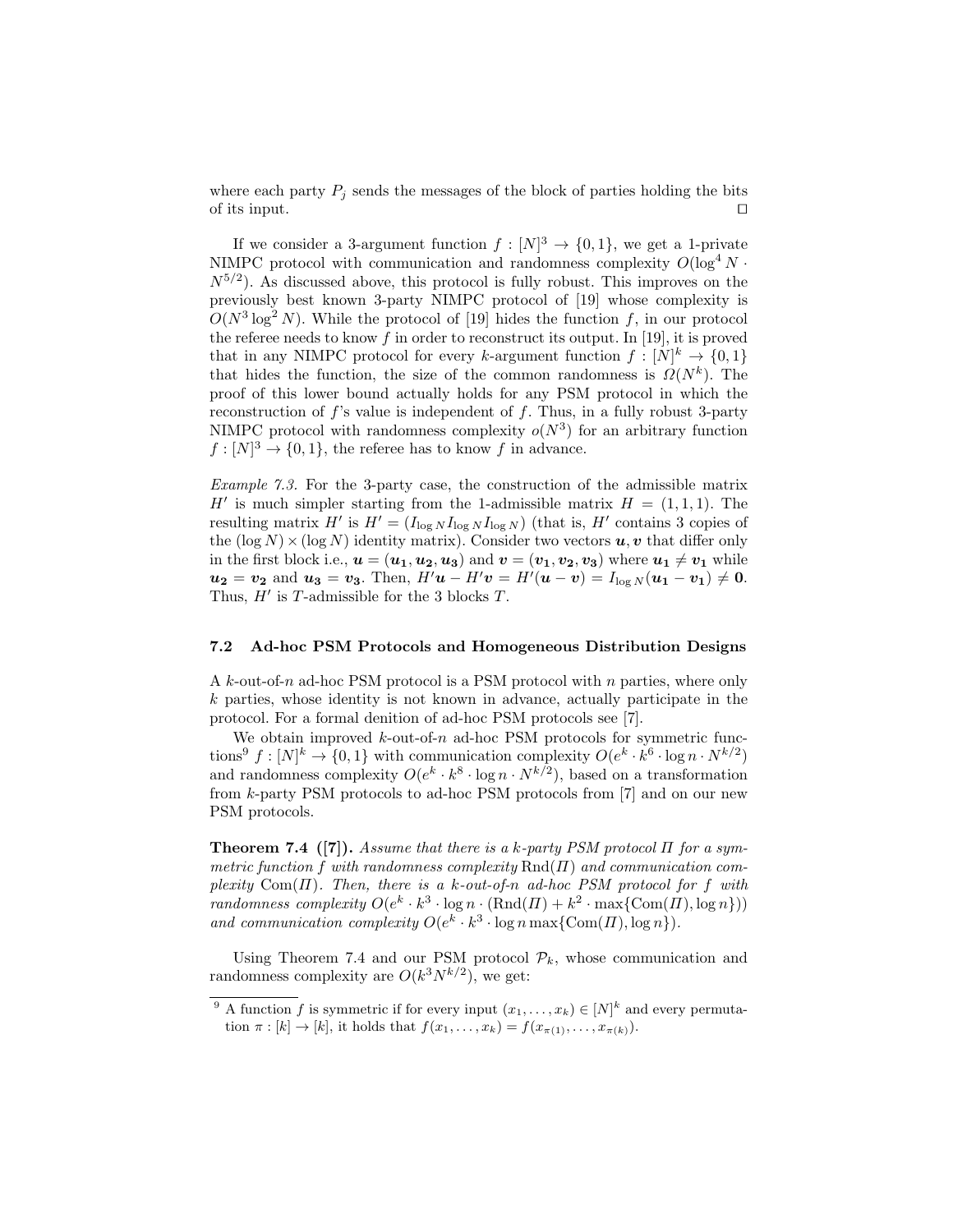where each party $P_j$ sends the messages of the block of parties holding the bits of its input. ☐

If we consider a 3-argument function $f : [N]^3 \to \{0, 1\}$, we get a 1-private NIMPC protocol with communication and randomness complexity $O(\log^4 N \cdot N^{5/2})$. As discussed above, this protocol is fully robust. This improves on the previously best known 3-party NIMPC protocol of [19] whose complexity is $O(N^3 \log^2 N)$. While the protocol of [19] hides the function $f$, in our protocol the referee needs to know $f$ in order to reconstruct its output. In [19], it is proved that in any NIMPC protocol for every $k$-argument function $f : [N]^k \to \{0, 1\}$ that hides the function, the size of the common randomness is $\Omega(N^k)$. The proof of this lower bound actually holds for any PSM protocol in which the reconstruction of $f$'s value is independent of $f$. Thus, in a fully robust 3-party NIMPC protocol with randomness complexity $o(N^3)$ for an arbitrary function $f : [N]^3 \to \{0, 1\}$, the referee has to know $f$ in advance.

*Example 7.3.* For the 3-party case, the construction of the admissible matrix $H'$ is much simpler starting from the 1-admissible matrix $H = (1, 1, 1)$. The resulting matrix $H'$ is $H' = (I_{\log N} I_{\log N} I_{\log N})$ (that is, $H'$ contains 3 copies of the $(\log N) \times (\log N)$ identity matrix). Consider two vectors $\boldsymbol{u}, \boldsymbol{v}$ that differ only in the first block i.e., $\boldsymbol{u} = (\boldsymbol{u_1}, \boldsymbol{u_2}, \boldsymbol{u_3})$ and $\boldsymbol{v} = (\boldsymbol{v_1}, \boldsymbol{v_2}, \boldsymbol{v_3})$ where $\boldsymbol{u_1} \neq \boldsymbol{v_1}$ while $\boldsymbol{u_2} = \boldsymbol{v_2}$ and $\boldsymbol{u_3} = \boldsymbol{v_3}$. Then, $H'\boldsymbol{u} - H'\boldsymbol{v} = H'(\boldsymbol{u} - \boldsymbol{v}) = I_{\log N}(\boldsymbol{u_1} - \boldsymbol{v_1}) \neq \boldsymbol{0}$. Thus, $H'$ is $T$-admissible for the 3 blocks $T$.

### 7.2 Ad-hoc PSM Protocols and Homogeneous Distribution Designs

A $k$-out-of-$n$ ad-hoc PSM protocol is a PSM protocol with $n$ parties, where only $k$ parties, whose identity is not known in advance, actually participate in the protocol. For a formal denition of ad-hoc PSM protocols see [7].

We obtain improved $k$-out-of-$n$ ad-hoc PSM protocols for symmetric functions[9] $f : [N]^k \to \{0, 1\}$ with communication complexity $O(e^k \cdot k^6 \cdot \log n \cdot N^{k/2})$ and randomness complexity $O(e^k \cdot k^8 \cdot \log n \cdot N^{k/2})$, based on a transformation from $k$-party PSM protocols to ad-hoc PSM protocols from [7] and on our new PSM protocols.

**Theorem 7.4 ([7]).** *Assume that there is a $k$-party PSM protocol $\Pi$ for a symmetric function $f$ with randomness complexity $\mathrm{Rnd}(\Pi)$ and communication complexity $\mathrm{Com}(\Pi)$. Then, there is a $k$-out-of-$n$ ad-hoc PSM protocol for $f$ with randomness complexity $O(e^k \cdot k^3 \cdot \log n \cdot (\mathrm{Rnd}(\Pi) + k^2 \cdot \max\{\mathrm{Com}(\Pi), \log n\}))$ and communication complexity $O(e^k \cdot k^3 \cdot \log n \max\{\mathrm{Com}(\Pi), \log n\})$.*

Using Theorem 7.4 and our PSM protocol $\mathcal{P}_k$, whose communication and randomness complexity are $O(k^3 N^{k/2})$, we get:

[9] A function $f$ is symmetric if for every input $(x_1, \dots, x_k) \in [N]^k$ and every permutation $\pi : [k] \to [k]$, it holds that $f(x_1, \dots, x_k) = f(x_{\pi(1)}, \dots, x_{\pi(k)})$.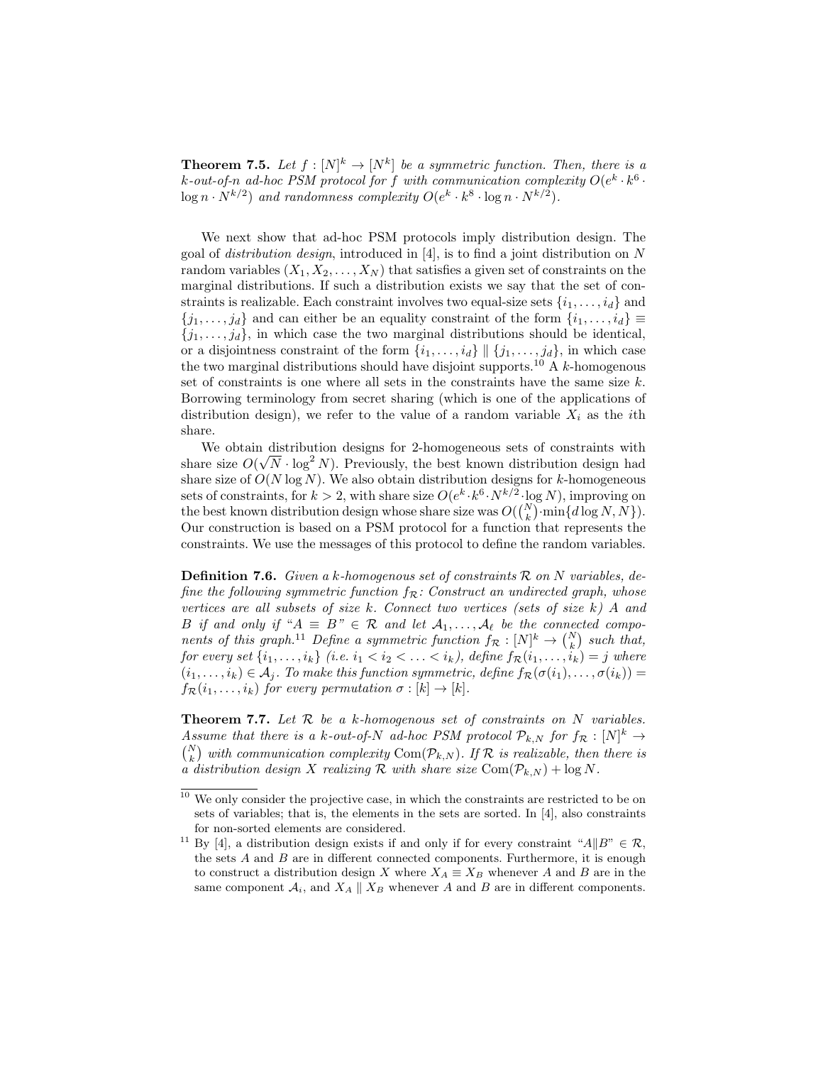**Theorem 7.5.** *Let $f : [N]^k \to [N^k]$ be a symmetric function. Then, there is a $k$-out-of-$n$ ad-hoc PSM protocol for $f$ with communication complexity $O(e^k \cdot k^6 \cdot \log n \cdot N^{k/2})$ and randomness complexity $O(e^k \cdot k^8 \cdot \log n \cdot N^{k/2})$.*

We next show that ad-hoc PSM protocols imply distribution design. The goal of *distribution design*, introduced in [4], is to find a joint distribution on $N$ random variables $(X_1, X_2, \ldots, X_N)$ that satisfies a given set of constraints on the marginal distributions. If such a distribution exists we say that the set of constraints is realizable. Each constraint involves two equal-size sets $\{i_1, \ldots, i_d\}$ and $\{j_1, \ldots, j_d\}$ and can either be an equality constraint of the form $\{i_1, \ldots, i_d\} \equiv \{j_1, \ldots, j_d\}$, in which case the two marginal distributions should be identical, or a disjointness constraint of the form $\{i_1, \ldots, i_d\} \parallel \{j_1, \ldots, j_d\}$, in which case the two marginal distributions should have disjoint supports.[10] A $k$-homogenous set of constraints is one where all sets in the constraints have the same size $k$. Borrowing terminology from secret sharing (which is one of the applications of distribution design), we refer to the value of a random variable $X_i$ as the $i$th share.

We obtain distribution designs for 2-homogeneous sets of constraints with share size $O(\sqrt{N} \cdot \log^2 N)$. Previously, the best known distribution design had share size of $O(N \log N)$. We also obtain distribution designs for $k$-homogeneous sets of constraints, for $k > 2$, with share size $O(e^k \cdot k^6 \cdot N^{k/2} \cdot \log N)$, improving on the best known distribution design whose share size was $O(\binom{N}{k} \cdot \min\{d \log N, N\})$. Our construction is based on a PSM protocol for a function that represents the constraints. We use the messages of this protocol to define the random variables.

**Definition 7.6.** *Given a $k$-homogenous set of constraints $\mathcal{R}$ on $N$ variables, define the following symmetric function $f_{\mathcal{R}}$: Construct an undirected graph, whose vertices are all subsets of size $k$. Connect two vertices (sets of size $k$) $A$ and $B$ if and only if "$A \equiv B$" $\in \mathcal{R}$ and let $\mathcal{A}_1, \ldots, \mathcal{A}_\ell$ be the connected components of this graph.*[11] *Define a symmetric function $f_{\mathcal{R}} : [N]^k \to \binom{N}{k}$ such that, for every set $\{i_1, \ldots, i_k\}$ (i.e. $i_1 < i_2 < \ldots < i_k$), define $f_{\mathcal{R}}(i_1, \ldots, i_k) = j$ where $(i_1, \ldots, i_k) \in \mathcal{A}_j$. To make this function symmetric, define $f_{\mathcal{R}}(\sigma(i_1), \ldots, \sigma(i_k)) = f_{\mathcal{R}}(i_1, \ldots, i_k)$ for every permutation $\sigma : [k] \to [k]$.*

**Theorem 7.7.** *Let $\mathcal{R}$ be a $k$-homogenous set of constraints on $N$ variables. Assume that there is a $k$-out-of-$N$ ad-hoc PSM protocol $\mathcal{P}_{k,N}$ for $f_{\mathcal{R}} : [N]^k \to \binom{N}{k}$ with communication complexity $\mathrm{Com}(\mathcal{P}_{k,N})$. If $\mathcal{R}$ is realizable, then there is a distribution design $X$ realizing $\mathcal{R}$ with share size $\mathrm{Com}(\mathcal{P}_{k,N}) + \log N$.*

---

[10] We only consider the projective case, in which the constraints are restricted to be on sets of variables; that is, the elements in the sets are sorted. In [4], also constraints for non-sorted elements are considered.

[11] By [4], a distribution design exists if and only if for every constraint "$A \| B$" $\in \mathcal{R}$, the sets $A$ and $B$ are in different connected components. Furthermore, it is enough to construct a distribution design $X$ where $X_A \equiv X_B$ whenever $A$ and $B$ are in the same component $\mathcal{A}_i$, and $X_A \parallel X_B$ whenever $A$ and $B$ are in different components.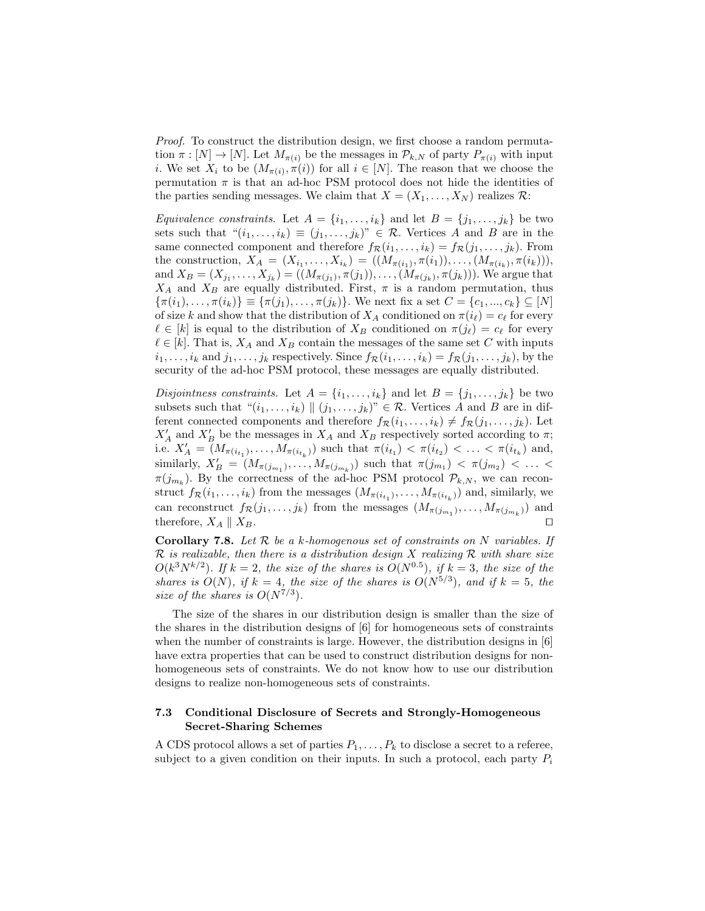*Proof.* To construct the distribution design, we first choose a random permutation $\pi : [N] \to [N]$. Let $M_{\pi(i)}$ be the messages in $\mathcal{P}_{k,N}$ of party $P_{\pi(i)}$ with input $i$. We set $X_i$ to be $(M_{\pi(i)}, \pi(i))$ for all $i \in [N]$. The reason that we choose the permutation $\pi$ is that an ad-hoc PSM protocol does not hide the identities of the parties sending messages. We claim that $X = (X_1, \ldots, X_N)$ realizes $\mathcal{R}$:

*Equivalence constraints.* Let $A = \{i_1, \ldots, i_k\}$ and let $B = \{j_1, \ldots, j_k\}$ be two sets such that "$(i_1, \ldots, i_k) \equiv (j_1, \ldots, j_k)$" $\in \mathcal{R}$. Vertices $A$ and $B$ are in the same connected component and therefore $f_{\mathcal{R}}(i_1, \ldots, i_k) = f_{\mathcal{R}}(j_1, \ldots, j_k)$. From the construction, $X_A = (X_{i_1}, \ldots, X_{i_k}) = ((M_{\pi(i_1)}, \pi(i_1)), \ldots, (M_{\pi(i_k)}, \pi(i_k)))$, and $X_B = (X_{j_1}, \ldots, X_{j_k}) = ((M_{\pi(j_1)}, \pi(j_1)), \ldots, (M_{\pi(j_k)}, \pi(j_k)))$. We argue that $X_A$ and $X_B$ are equally distributed. First, $\pi$ is a random permutation, thus $\{\pi(i_1), \ldots, \pi(i_k)\} \equiv \{\pi(j_1), \ldots, \pi(j_k)\}$. We next fix a set $C = \{c_1, ..., c_k\} \subseteq [N]$ of size $k$ and show that the distribution of $X_A$ conditioned on $\pi(i_\ell) = c_\ell$ for every $\ell \in [k]$ is equal to the distribution of $X_B$ conditioned on $\pi(j_\ell) = c_\ell$ for every $\ell \in [k]$. That is, $X_A$ and $X_B$ contain the messages of the same set $C$ with inputs $i_1, \ldots, i_k$ and $j_1, \ldots, j_k$ respectively. Since $f_{\mathcal{R}}(i_1, \ldots, i_k) = f_{\mathcal{R}}(j_1, \ldots, j_k)$, by the security of the ad-hoc PSM protocol, these messages are equally distributed.

*Disjointness constraints.* Let $A = \{i_1, \ldots, i_k\}$ and let $B = \{j_1, \ldots, j_k\}$ be two subsets such that "$(i_1, \ldots, i_k) \parallel (j_1, \ldots, j_k)$" $\in \mathcal{R}$. Vertices $A$ and $B$ are in different connected components and therefore $f_{\mathcal{R}}(i_1, \ldots, i_k) \neq f_{\mathcal{R}}(j_1, \ldots, j_k)$. Let $X'_A$ and $X'_B$ be the messages in $X_A$ and $X_B$ respectively sorted according to $\pi$; i.e. $X'_A = (M_{\pi(i_{t_1})}, \ldots, M_{\pi(i_{t_k})})$ such that $\pi(i_{t_1}) < \pi(i_{t_2}) < \ldots < \pi(i_{t_k})$ and, similarly, $X'_B = (M_{\pi(j_{m_1})}, \ldots, M_{\pi(j_{m_k})})$ such that $\pi(j_{m_1}) < \pi(j_{m_2}) < \ldots < \pi(j_{m_k})$. By the correctness of the ad-hoc PSM protocol $\mathcal{P}_{k,N}$, we can reconstruct $f_{\mathcal{R}}(i_1, \ldots, i_k)$ from the messages $(M_{\pi(i_{t_1})}, \ldots, M_{\pi(i_{t_k})})$ and, similarly, we can reconstruct $f_{\mathcal{R}}(j_1, \ldots, j_k)$ from the messages $(M_{\pi(j_{m_1})}, \ldots, M_{\pi(j_{m_k})})$ and therefore, $X_A \parallel X_B$. □

**Corollary 7.8.** *Let $\mathcal{R}$ be a $k$-homogenous set of constraints on $N$ variables. If $\mathcal{R}$ is realizable, then there is a distribution design $X$ realizing $\mathcal{R}$ with share size $O(k^3 N^{k/2})$. If $k = 2$, the size of the shares is $O(N^{0.5})$, if $k = 3$, the size of the shares is $O(N)$, if $k = 4$, the size of the shares is $O(N^{5/3})$, and if $k = 5$, the size of the shares is $O(N^{7/3})$.*

The size of the shares in our distribution design is smaller than the size of the shares in the distribution designs of [6] for homogeneous sets of constraints when the number of constraints is large. However, the distribution designs in [6] have extra properties that can be used to construct distribution designs for non-homogeneous sets of constraints. We do not know how to use our distribution designs to realize non-homogeneous sets of constraints.

### 7.3 Conditional Disclosure of Secrets and Strongly-Homogeneous Secret-Sharing Schemes

A CDS protocol allows a set of parties $P_1, \ldots, P_k$ to disclose a secret to a referee, subject to a given condition on their inputs. In such a protocol, each party $P_i$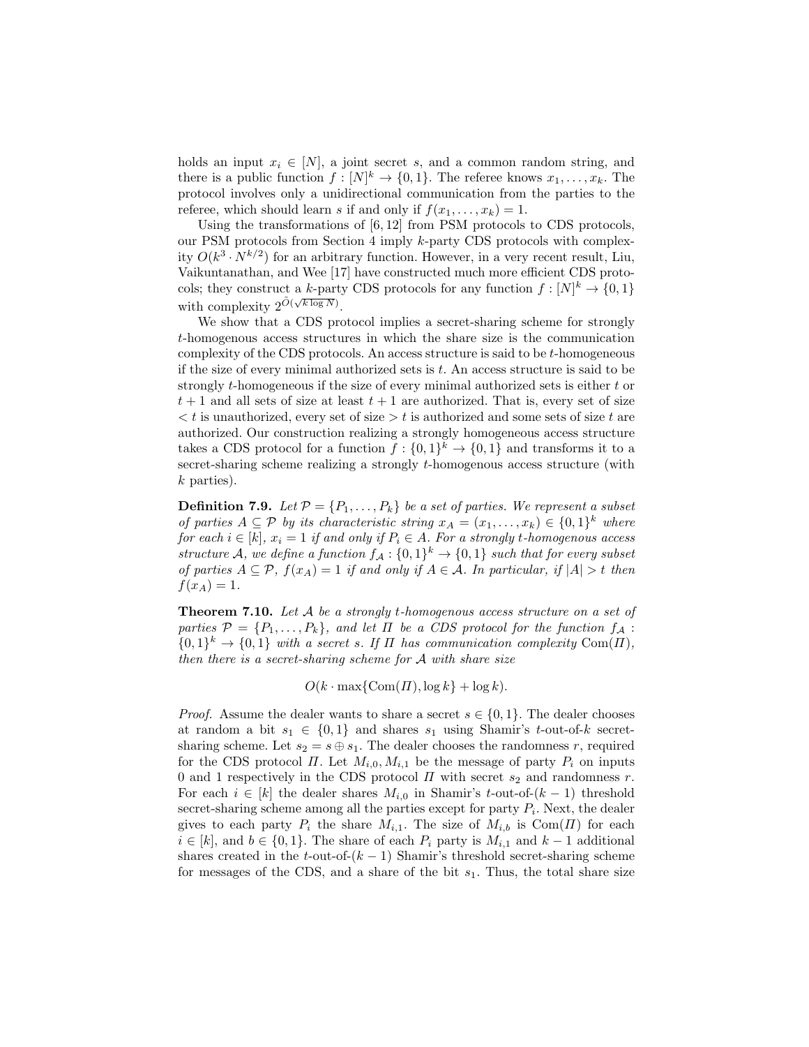holds an input $x_i \in [N]$, a joint secret $s$, and a common random string, and there is a public function $f : [N]^k \to \{0,1\}$. The referee knows $x_1, \ldots, x_k$. The protocol involves only a unidirectional communication from the parties to the referee, which should learn $s$ if and only if $f(x_1, \ldots, x_k) = 1$.

Using the transformations of [6, 12] from PSM protocols to CDS protocols, our PSM protocols from Section 4 imply $k$-party CDS protocols with complexity $O(k^3 \cdot N^{k/2})$ for an arbitrary function. However, in a very recent result, Liu, Vaikuntanathan, and Wee [17] have constructed much more efficient CDS protocols; they construct a $k$-party CDS protocols for any function $f : [N]^k \to \{0,1\}$ with complexity $2^{\tilde{O}(\sqrt{k \log N})}$.

We show that a CDS protocol implies a secret-sharing scheme for strongly $t$-homogenous access structures in which the share size is the communication complexity of the CDS protocols. An access structure is said to be $t$-homogeneous if the size of every minimal authorized sets is $t$. An access structure is said to be strongly $t$-homogeneous if the size of every minimal authorized sets is either $t$ or $t+1$ and all sets of size at least $t+1$ are authorized. That is, every set of size $< t$ is unauthorized, every set of size $> t$ is authorized and some sets of size $t$ are authorized. Our construction realizing a strongly homogeneous access structure takes a CDS protocol for a function $f : \{0,1\}^k \to \{0,1\}$ and transforms it to a secret-sharing scheme realizing a strongly $t$-homogenous access structure (with $k$ parties).

**Definition 7.9.** *Let $\mathcal{P} = \{P_1, \ldots, P_k\}$ be a set of parties. We represent a subset of parties $A \subseteq \mathcal{P}$ by its characteristic string $x_A = (x_1, \ldots, x_k) \in \{0,1\}^k$ where for each $i \in [k]$, $x_i = 1$ if and only if $P_i \in A$. For a strongly $t$-homogenous access structure $\mathcal{A}$, we define a function $f_{\mathcal{A}} : \{0,1\}^k \to \{0,1\}$ such that for every subset of parties $A \subseteq \mathcal{P}$, $f(x_A) = 1$ if and only if $A \in \mathcal{A}$. In particular, if $|A| > t$ then $f(x_A) = 1$.*

**Theorem 7.10.** *Let $\mathcal{A}$ be a strongly $t$-homogenous access structure on a set of parties $\mathcal{P} = \{P_1, \ldots, P_k\}$, and let $\Pi$ be a CDS protocol for the function $f_{\mathcal{A}} : \{0,1\}^k \to \{0,1\}$ with a secret $s$. If $\Pi$ has communication complexity $\mathrm{Com}(\Pi)$, then there is a secret-sharing scheme for $\mathcal{A}$ with share size*

$$O(k \cdot \max\{\mathrm{Com}(\Pi), \log k\} + \log k).$$

*Proof.* Assume the dealer wants to share a secret $s \in \{0,1\}$. The dealer chooses at random a bit $s_1 \in \{0,1\}$ and shares $s_1$ using Shamir's $t$-out-of-$k$ secret-sharing scheme. Let $s_2 = s \oplus s_1$. The dealer chooses the randomness $r$, required for the CDS protocol $\Pi$. Let $M_{i,0}, M_{i,1}$ be the message of party $P_i$ on inputs 0 and 1 respectively in the CDS protocol $\Pi$ with secret $s_2$ and randomness $r$. For each $i \in [k]$ the dealer shares $M_{i,0}$ in Shamir's $t$-out-of-$(k-1)$ threshold secret-sharing scheme among all the parties except for party $P_i$. Next, the dealer gives to each party $P_i$ the share $M_{i,1}$. The size of $M_{i,b}$ is $\mathrm{Com}(\Pi)$ for each $i \in [k]$, and $b \in \{0,1\}$. The share of each $P_i$ party is $M_{i,1}$ and $k-1$ additional shares created in the $t$-out-of-$(k-1)$ Shamir's threshold secret-sharing scheme for messages of the CDS, and a share of the bit $s_1$. Thus, the total share size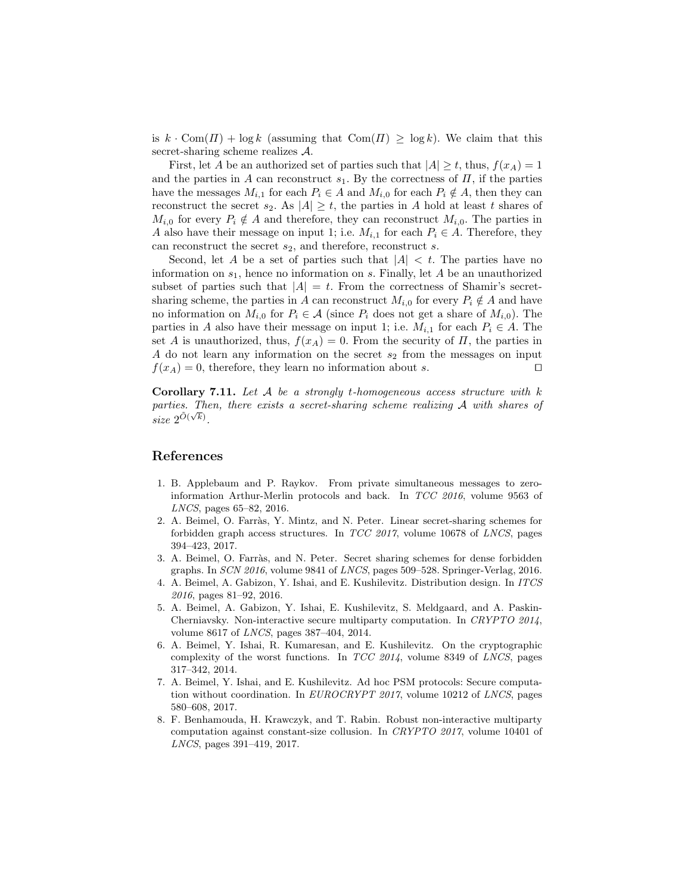is $k \cdot \mathrm{Com}(\Pi) + \log k$ (assuming that $\mathrm{Com}(\Pi) \geq \log k$). We claim that this secret-sharing scheme realizes $\mathcal{A}$.

First, let $A$ be an authorized set of parties such that $|A| \geq t$, thus, $f(x_A) = 1$ and the parties in $A$ can reconstruct $s_1$. By the correctness of $\Pi$, if the parties have the messages $M_{i,1}$ for each $P_i \in A$ and $M_{i,0}$ for each $P_i \notin A$, then they can reconstruct the secret $s_2$. As $|A| \geq t$, the parties in $A$ hold at least $t$ shares of $M_{i,0}$ for every $P_i \notin A$ and therefore, they can reconstruct $M_{i,0}$. The parties in $A$ also have their message on input 1; i.e. $M_{i,1}$ for each $P_i \in A$. Therefore, they can reconstruct the secret $s_2$, and therefore, reconstruct $s$.

Second, let $A$ be a set of parties such that $|A| < t$. The parties have no information on $s_1$, hence no information on $s$. Finally, let $A$ be an unauthorized subset of parties such that $|A| = t$. From the correctness of Shamir's secret-sharing scheme, the parties in $A$ can reconstruct $M_{i,0}$ for every $P_i \notin A$ and have no information on $M_{i,0}$ for $P_i \in \mathcal{A}$ (since $P_i$ does not get a share of $M_{i,0}$). The parties in $A$ also have their message on input 1; i.e. $M_{i,1}$ for each $P_i \in A$. The set $A$ is unauthorized, thus, $f(x_A) = 0$. From the security of $\Pi$, the parties in $A$ do not learn any information on the secret $s_2$ from the messages on input $f(x_A) = 0$, therefore, they learn no information about $s$. □

**Corollary 7.11.** *Let $\mathcal{A}$ be a strongly $t$-homogeneous access structure with $k$ parties. Then, there exists a secret-sharing scheme realizing $\mathcal{A}$ with shares of size $2^{\tilde{O}(\sqrt{k})}$.*

## References

1. B. Applebaum and P. Raykov. From private simultaneous messages to zero-information Arthur-Merlin protocols and back. In *TCC 2016*, volume 9563 of *LNCS*, pages 65–82, 2016.
2. A. Beimel, O. Farràs, Y. Mintz, and N. Peter. Linear secret-sharing schemes for forbidden graph access structures. In *TCC 2017*, volume 10678 of *LNCS*, pages 394–423, 2017.
3. A. Beimel, O. Farràs, and N. Peter. Secret sharing schemes for dense forbidden graphs. In *SCN 2016*, volume 9841 of *LNCS*, pages 509–528. Springer-Verlag, 2016.
4. A. Beimel, A. Gabizon, Y. Ishai, and E. Kushilevitz. Distribution design. In *ITCS 2016*, pages 81–92, 2016.
5. A. Beimel, A. Gabizon, Y. Ishai, E. Kushilevitz, S. Meldgaard, and A. Paskin-Cherniavsky. Non-interactive secure multiparty computation. In *CRYPTO 2014*, volume 8617 of *LNCS*, pages 387–404, 2014.
6. A. Beimel, Y. Ishai, R. Kumaresan, and E. Kushilevitz. On the cryptographic complexity of the worst functions. In *TCC 2014*, volume 8349 of *LNCS*, pages 317–342, 2014.
7. A. Beimel, Y. Ishai, and E. Kushilevitz. Ad hoc PSM protocols: Secure computation without coordination. In *EUROCRYPT 2017*, volume 10212 of *LNCS*, pages 580–608, 2017.
8. F. Benhamouda, H. Krawczyk, and T. Rabin. Robust non-interactive multiparty computation against constant-size collusion. In *CRYPTO 2017*, volume 10401 of *LNCS*, pages 391–419, 2017.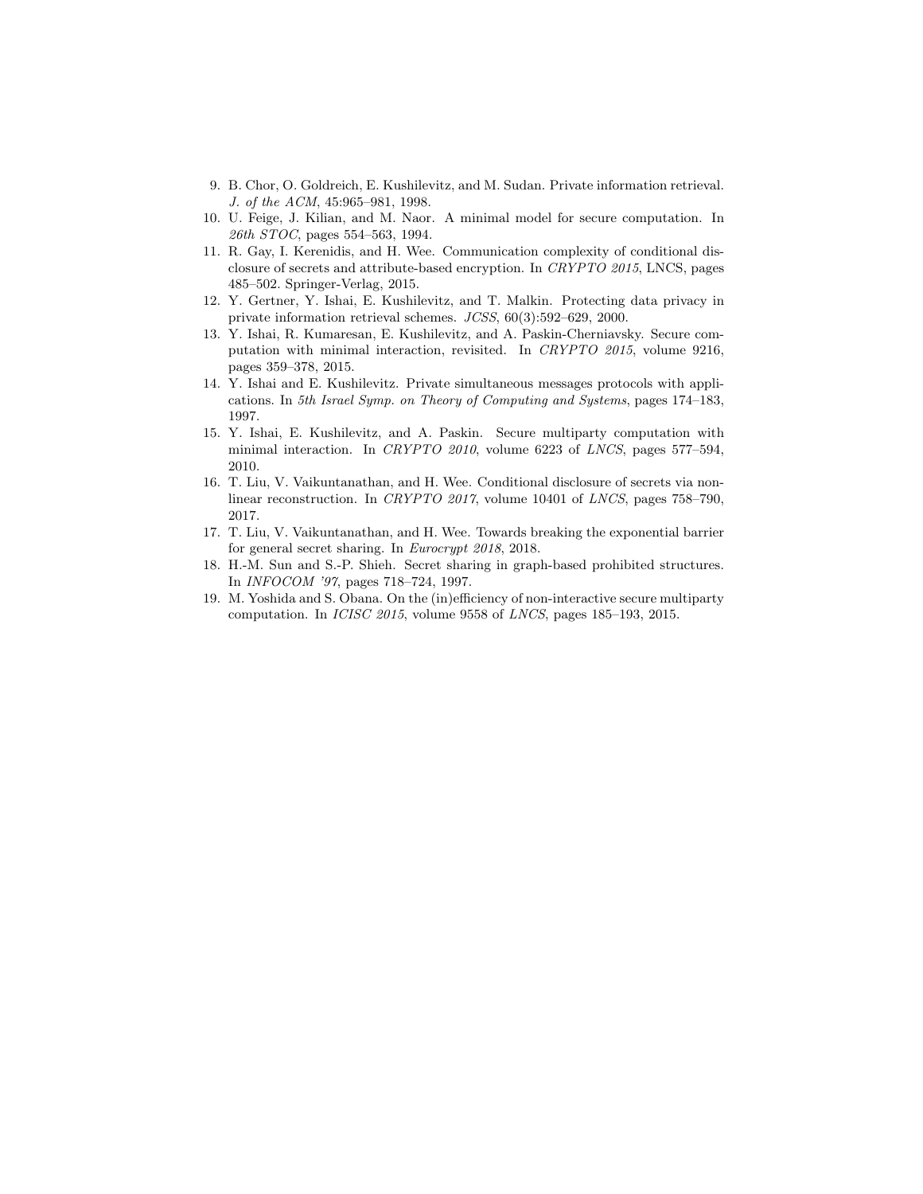9. B. Chor, O. Goldreich, E. Kushilevitz, and M. Sudan. Private information retrieval. *J. of the ACM*, 45:965–981, 1998.
10. U. Feige, J. Kilian, and M. Naor. A minimal model for secure computation. In *26th STOC*, pages 554–563, 1994.
11. R. Gay, I. Kerenidis, and H. Wee. Communication complexity of conditional disclosure of secrets and attribute-based encryption. In *CRYPTO 2015*, LNCS, pages 485–502. Springer-Verlag, 2015.
12. Y. Gertner, Y. Ishai, E. Kushilevitz, and T. Malkin. Protecting data privacy in private information retrieval schemes. *JCSS*, 60(3):592–629, 2000.
13. Y. Ishai, R. Kumaresan, E. Kushilevitz, and A. Paskin-Cherniavsky. Secure computation with minimal interaction, revisited. In *CRYPTO 2015*, volume 9216, pages 359–378, 2015.
14. Y. Ishai and E. Kushilevitz. Private simultaneous messages protocols with applications. In *5th Israel Symp. on Theory of Computing and Systems*, pages 174–183, 1997.
15. Y. Ishai, E. Kushilevitz, and A. Paskin. Secure multiparty computation with minimal interaction. In *CRYPTO 2010*, volume 6223 of *LNCS*, pages 577–594, 2010.
16. T. Liu, V. Vaikuntanathan, and H. Wee. Conditional disclosure of secrets via non-linear reconstruction. In *CRYPTO 2017*, volume 10401 of *LNCS*, pages 758–790, 2017.
17. T. Liu, V. Vaikuntanathan, and H. Wee. Towards breaking the exponential barrier for general secret sharing. In *Eurocrypt 2018*, 2018.
18. H.-M. Sun and S.-P. Shieh. Secret sharing in graph-based prohibited structures. In *INFOCOM '97*, pages 718–724, 1997.
19. M. Yoshida and S. Obana. On the (in)efficiency of non-interactive secure multiparty computation. In *ICISC 2015*, volume 9558 of *LNCS*, pages 185–193, 2015.